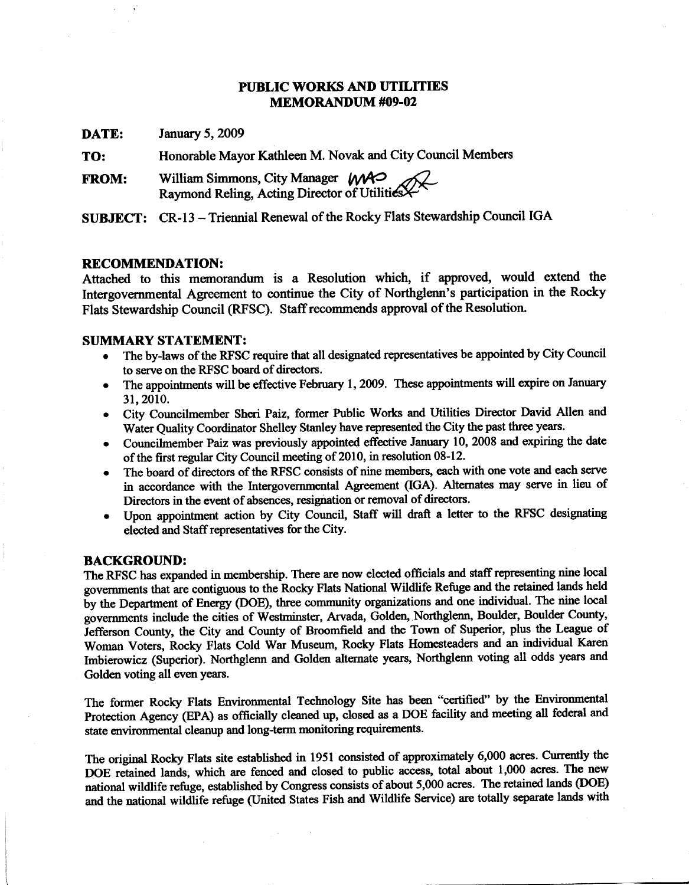# PUBLIC WORKS AND UTILITIES
# MEMORANDUM #09-02

**DATE:** January 5, 2009

**TO:** Honorable Mayor Kathleen M. Novak and City Council Members

**FROM:** William Simmons, City Manager
Raymond Reling, Acting Director of Utilities

**SUBJECT:** CR-13 – Triennial Renewal of the Rocky Flats Stewardship Council IGA

## RECOMMENDATION:

Attached to this memorandum is a Resolution which, if approved, would extend the Intergovernmental Agreement to continue the City of Northglenn's participation in the Rocky Flats Stewardship Council (RFSC). Staff recommends approval of the Resolution.

## SUMMARY STATEMENT:

- The by-laws of the RFSC require that all designated representatives be appointed by City Council to serve on the RFSC board of directors.
- The appointments will be effective February 1, 2009. These appointments will expire on January 31, 2010.
- City Councilmember Sheri Paiz, former Public Works and Utilities Director David Allen and Water Quality Coordinator Shelley Stanley have represented the City the past three years.
- Councilmember Paiz was previously appointed effective January 10, 2008 and expiring the date of the first regular City Council meeting of 2010, in resolution 08-12.
- The board of directors of the RFSC consists of nine members, each with one vote and each serve in accordance with the Intergovernmental Agreement (IGA). Alternates may serve in lieu of Directors in the event of absences, resignation or removal of directors.
- Upon appointment action by City Council, Staff will draft a letter to the RFSC designating elected and Staff representatives for the City.

## BACKGROUND:

The RFSC has expanded in membership. There are now elected officials and staff representing nine local governments that are contiguous to the Rocky Flats National Wildlife Refuge and the retained lands held by the Department of Energy (DOE), three community organizations and one individual. The nine local governments include the cities of Westminster, Arvada, Golden, Northglenn, Boulder, Boulder County, Jefferson County, the City and County of Broomfield and the Town of Superior, plus the League of Woman Voters, Rocky Flats Cold War Museum, Rocky Flats Homesteaders and an individual Karen Imbierowicz (Superior). Northglenn and Golden alternate years, Northglenn voting all odds years and Golden voting all even years.

The former Rocky Flats Environmental Technology Site has been "certified" by the Environmental Protection Agency (EPA) as officially cleaned up, closed as a DOE facility and meeting all federal and state environmental cleanup and long-term monitoring requirements.

The original Rocky Flats site established in 1951 consisted of approximately 6,000 acres. Currently the DOE retained lands, which are fenced and closed to public access, total about 1,000 acres. The new national wildlife refuge, established by Congress consists of about 5,000 acres. The retained lands (DOE) and the national wildlife refuge (United States Fish and Wildlife Service) are totally separate lands with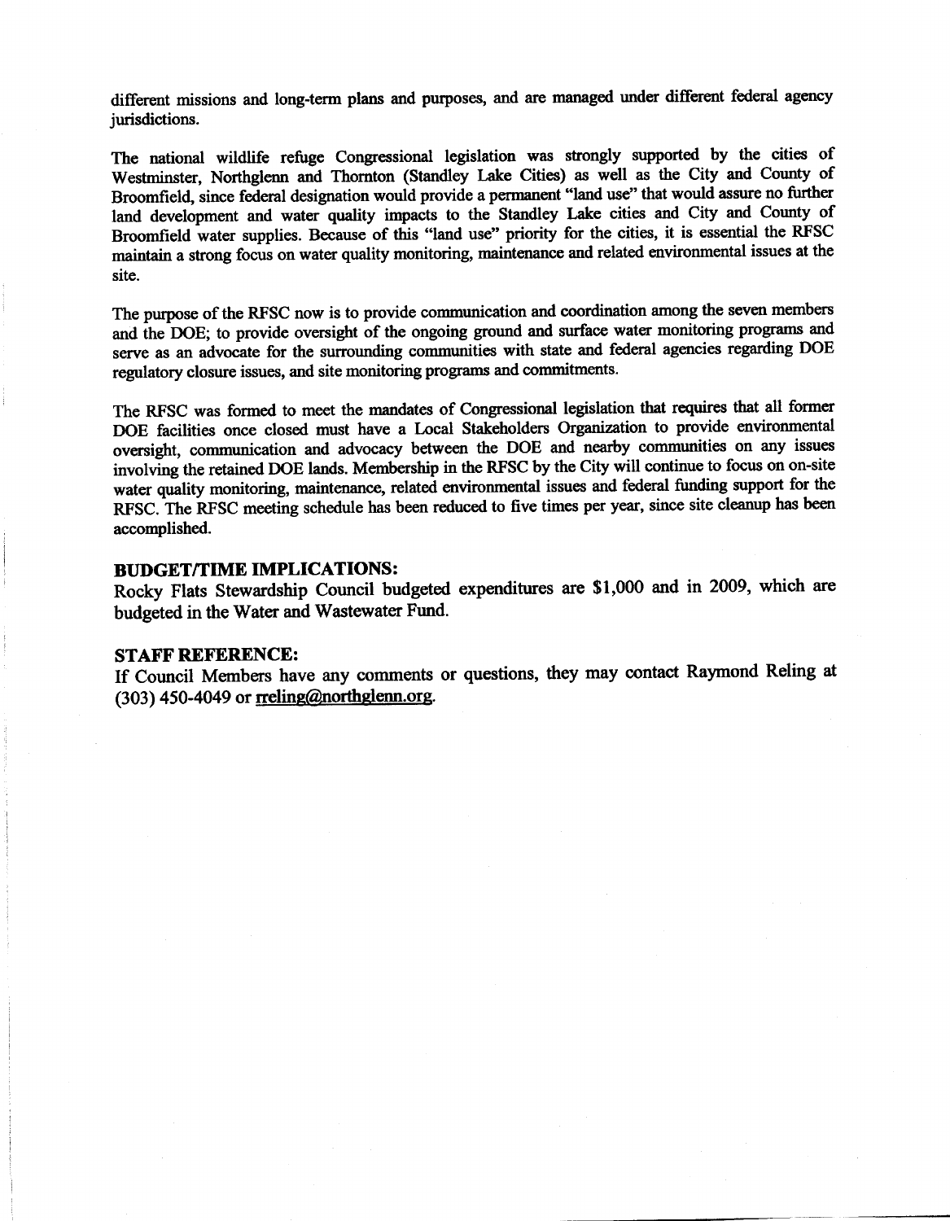different missions and long-term plans and purposes, and are managed under different federal agency jurisdictions.

The national wildlife refuge Congressional legislation was strongly supported by the cities of Westminster, Northglenn and Thornton (Standley Lake Cities) as well as the City and County of Broomfield, since federal designation would provide a permanent "land use" that would assure no further land development and water quality impacts to the Standley Lake cities and City and County of Broomfield water supplies. Because of this "land use" priority for the cities, it is essential the RFSC maintain a strong focus on water quality monitoring, maintenance and related environmental issues at the site.

The purpose of the RFSC now is to provide communication and coordination among the seven members and the DOE; to provide oversight of the ongoing ground and surface water monitoring programs and serve as an advocate for the surrounding communities with state and federal agencies regarding DOE regulatory closure issues, and site monitoring programs and commitments.

The RFSC was formed to meet the mandates of Congressional legislation that requires that all former DOE facilities once closed must have a Local Stakeholders Organization to provide environmental oversight, communication and advocacy between the DOE and nearby communities on any issues involving the retained DOE lands. Membership in the RFSC by the City will continue to focus on on-site water quality monitoring, maintenance, related environmental issues and federal funding support for the RFSC. The RFSC meeting schedule has been reduced to five times per year, since site cleanup has been accomplished.

## BUDGET/TIME IMPLICATIONS:

Rocky Flats Stewardship Council budgeted expenditures are $1,000 and in 2009, which are budgeted in the Water and Wastewater Fund.

## STAFF REFERENCE:

If Council Members have any comments or questions, they may contact Raymond Reling at (303) 450-4049 or rreling@northglenn.org.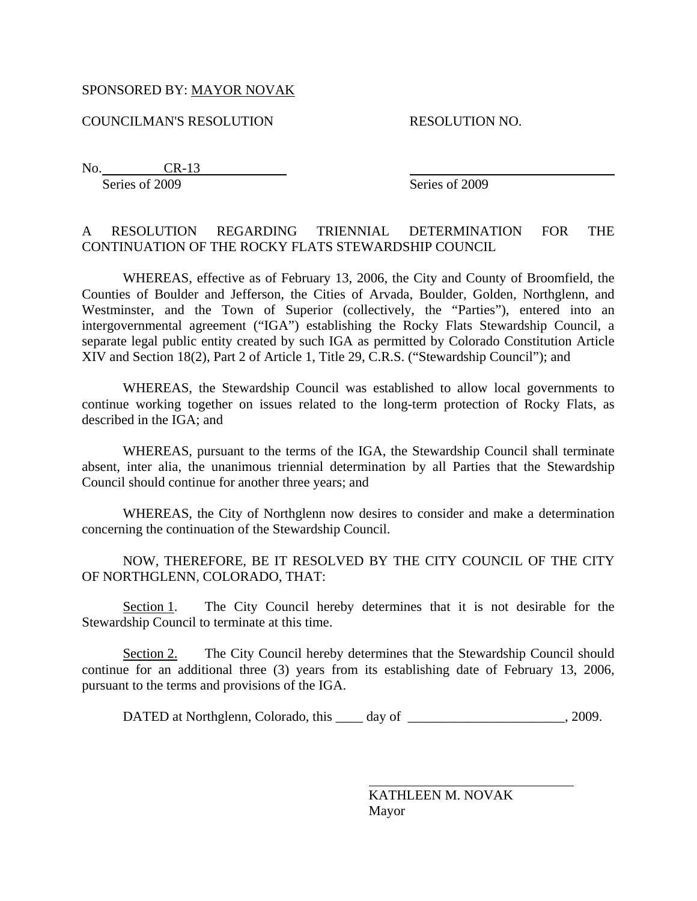SPONSORED BY: MAYOR NOVAK

COUNCILMAN'S RESOLUTION | RESOLUTION NO.

No. CR-13 | ______________________
Series of 2009 | Series of 2009

A RESOLUTION REGARDING TRIENNIAL DETERMINATION FOR THE CONTINUATION OF THE ROCKY FLATS STEWARDSHIP COUNCIL

WHEREAS, effective as of February 13, 2006, the City and County of Broomfield, the Counties of Boulder and Jefferson, the Cities of Arvada, Boulder, Golden, Northglenn, and Westminster, and the Town of Superior (collectively, the "Parties"), entered into an intergovernmental agreement ("IGA") establishing the Rocky Flats Stewardship Council, a separate legal public entity created by such IGA as permitted by Colorado Constitution Article XIV and Section 18(2), Part 2 of Article 1, Title 29, C.R.S. ("Stewardship Council"); and

WHEREAS, the Stewardship Council was established to allow local governments to continue working together on issues related to the long-term protection of Rocky Flats, as described in the IGA; and

WHEREAS, pursuant to the terms of the IGA, the Stewardship Council shall terminate absent, inter alia, the unanimous triennial determination by all Parties that the Stewardship Council should continue for another three years; and

WHEREAS, the City of Northglenn now desires to consider and make a determination concerning the continuation of the Stewardship Council.

NOW, THEREFORE, BE IT RESOLVED BY THE CITY COUNCIL OF THE CITY OF NORTHGLENN, COLORADO, THAT:

Section 1. The City Council hereby determines that it is not desirable for the Stewardship Council to terminate at this time.

Section 2. The City Council hereby determines that the Stewardship Council should continue for an additional three (3) years from its establishing date of February 13, 2006, pursuant to the terms and provisions of the IGA.

DATED at Northglenn, Colorado, this ____ day of ______________________, 2009.

______________________
KATHLEEN M. NOVAK
Mayor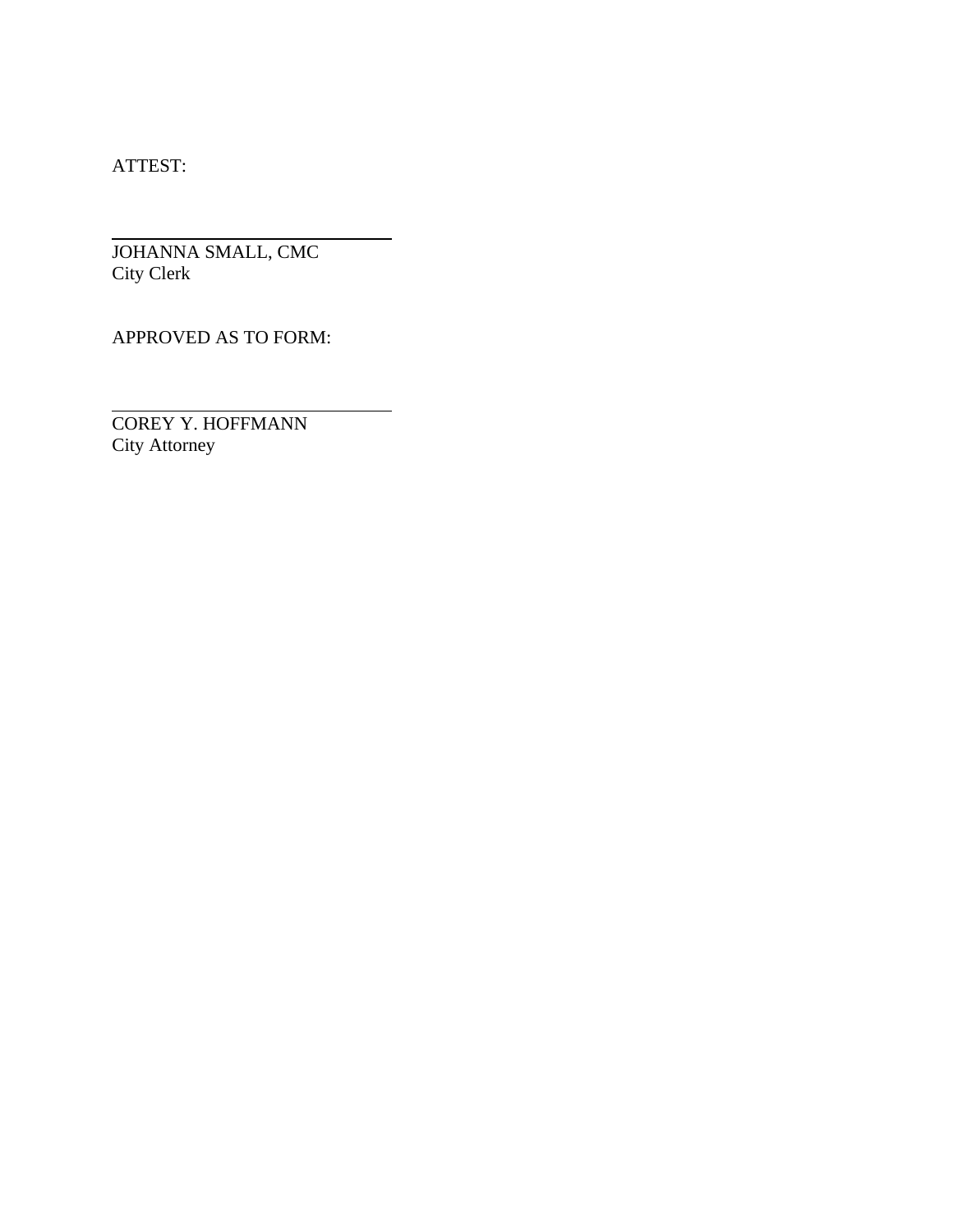ATTEST:

\_\_\_\_\_\_\_\_\_\_\_\_\_\_\_\_\_\_\_\_\_\_\_\_\_\_\_\_\_\_\_\_\_\_

JOHANNA SMALL, CMC
City Clerk

APPROVED AS TO FORM:

\_\_\_\_\_\_\_\_\_\_\_\_\_\_\_\_\_\_\_\_\_\_\_\_\_\_\_\_\_\_\_\_\_\_

COREY Y. HOFFMANN
City Attorney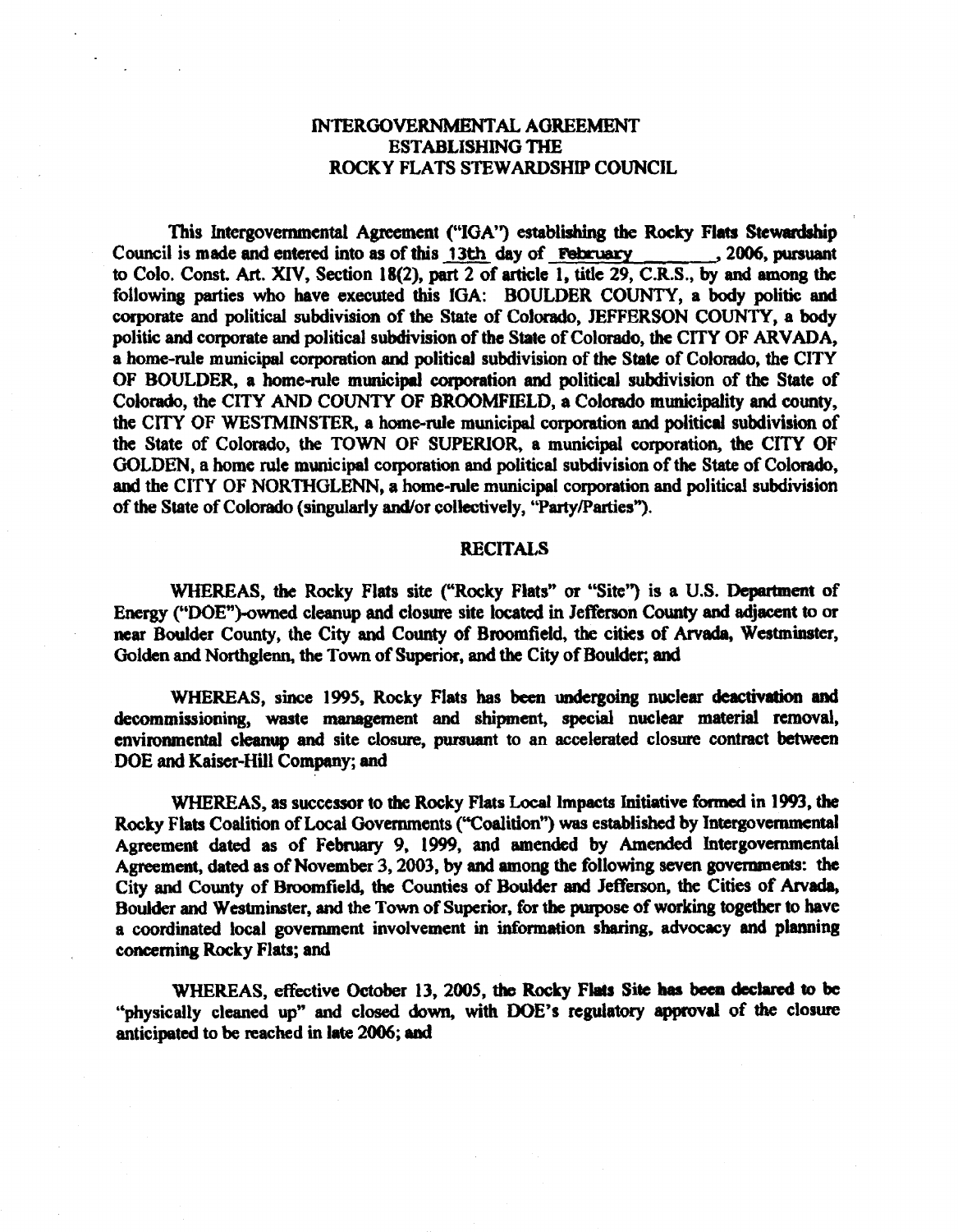# INTERGOVERNMENTAL AGREEMENT ESTABLISHING THE ROCKY FLATS STEWARDSHIP COUNCIL

This Intergovernmental Agreement ("IGA") establishing the Rocky Flats Stewardship Council is made and entered into as of this 13th day of February, 2006, pursuant to Colo. Const. Art. XIV, Section 18(2), part 2 of article 1, title 29, C.R.S., by and among the following parties who have executed this IGA: BOULDER COUNTY, a body politic and corporate and political subdivision of the State of Colorado, JEFFERSON COUNTY, a body politic and corporate and political subdivision of the State of Colorado, the CITY OF ARVADA, a home-rule municipal corporation and political subdivision of the State of Colorado, the CITY OF BOULDER, a home-rule municipal corporation and political subdivision of the State of Colorado, the CITY AND COUNTY OF BROOMFIELD, a Colorado municipality and county, the CITY OF WESTMINSTER, a home-rule municipal corporation and political subdivision of the State of Colorado, the TOWN OF SUPERIOR, a municipal corporation, the CITY OF GOLDEN, a home rule municipal corporation and political subdivision of the State of Colorado, and the CITY OF NORTHGLENN, a home-rule municipal corporation and political subdivision of the State of Colorado (singularly and/or collectively, "Party/Parties").

## RECITALS

WHEREAS, the Rocky Flats site ("Rocky Flats" or "Site") is a U.S. Department of Energy ("DOE")-owned cleanup and closure site located in Jefferson County and adjacent to or near Boulder County, the City and County of Broomfield, the cities of Arvada, Westminster, Golden and Northglenn, the Town of Superior, and the City of Boulder; and

WHEREAS, since 1995, Rocky Flats has been undergoing nuclear deactivation and decommissioning, waste management and shipment, special nuclear material removal, environmental cleanup and site closure, pursuant to an accelerated closure contract between DOE and Kaiser-Hill Company; and

WHEREAS, as successor to the Rocky Flats Local Impacts Initiative formed in 1993, the Rocky Flats Coalition of Local Governments ("Coalition") was established by Intergovernmental Agreement dated as of February 9, 1999, and amended by Amended Intergovernmental Agreement, dated as of November 3, 2003, by and among the following seven governments: the City and County of Broomfield, the Counties of Boulder and Jefferson, the Cities of Arvada, Boulder and Westminster, and the Town of Superior, for the purpose of working together to have a coordinated local government involvement in information sharing, advocacy and planning concerning Rocky Flats; and

WHEREAS, effective October 13, 2005, the Rocky Flats Site has been declared to be "physically cleaned up" and closed down, with DOE's regulatory approval of the closure anticipated to be reached in late 2006; and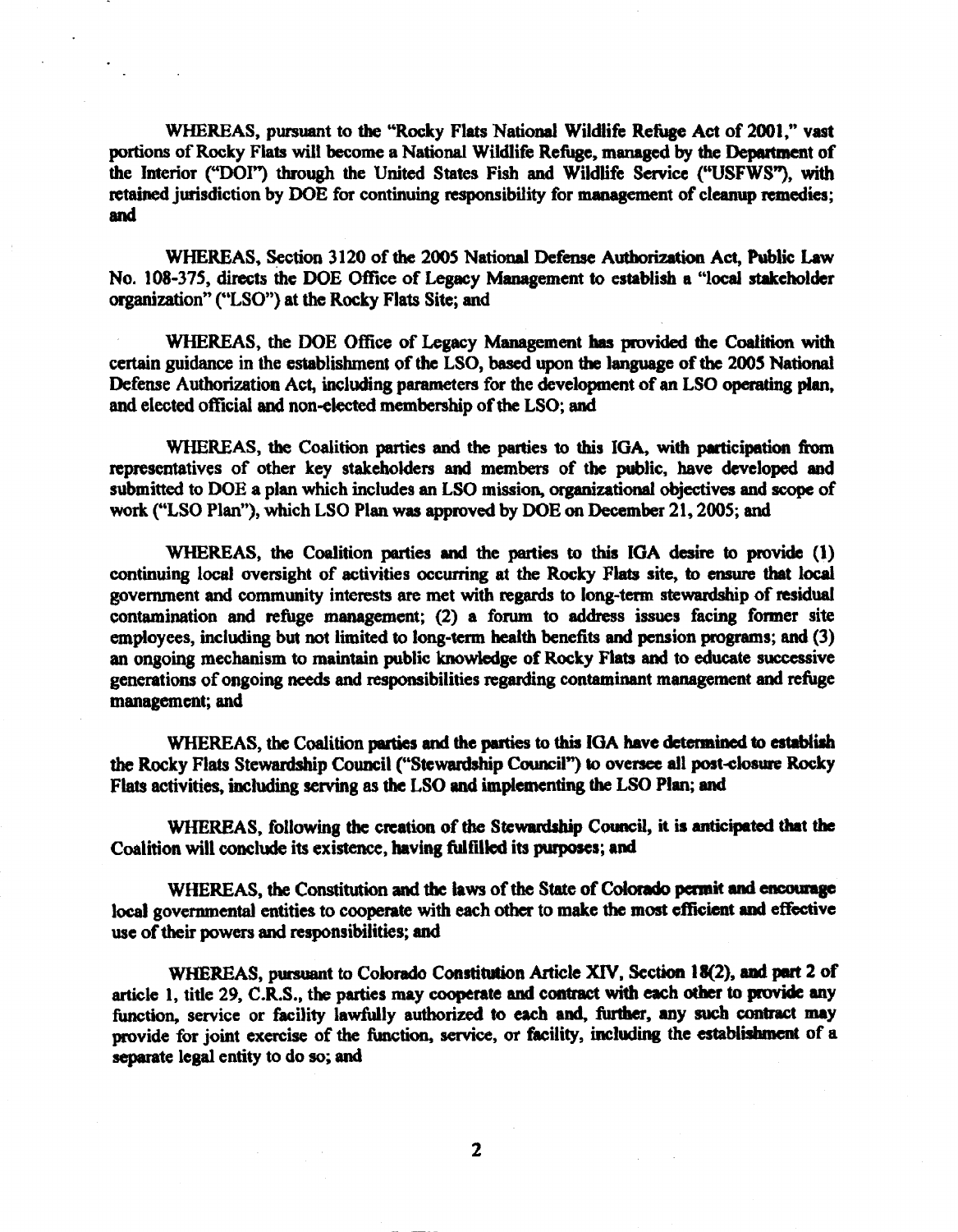WHEREAS, pursuant to the "Rocky Flats National Wildlife Refuge Act of 2001," vast portions of Rocky Flats will become a National Wildlife Refuge, managed by the Department of the Interior ("DOI") through the United States Fish and Wildlife Service ("USFWS"), with retained jurisdiction by DOE for continuing responsibility for management of cleanup remedies; and

WHEREAS, Section 3120 of the 2005 National Defense Authorization Act, Public Law No. 108-375, directs the DOE Office of Legacy Management to establish a "local stakeholder organization" ("LSO") at the Rocky Flats Site; and

WHEREAS, the DOE Office of Legacy Management has provided the Coalition with certain guidance in the establishment of the LSO, based upon the language of the 2005 National Defense Authorization Act, including parameters for the development of an LSO operating plan, and elected official and non-elected membership of the LSO; and

WHEREAS, the Coalition parties and the parties to this IGA, with participation from representatives of other key stakeholders and members of the public, have developed and submitted to DOE a plan which includes an LSO mission, organizational objectives and scope of work ("LSO Plan"), which LSO Plan was approved by DOE on December 21, 2005; and

WHEREAS, the Coalition parties and the parties to this IGA desire to provide (1) continuing local oversight of activities occurring at the Rocky Flats site, to ensure that local government and community interests are met with regards to long-term stewardship of residual contamination and refuge management; (2) a forum to address issues facing former site employees, including but not limited to long-term health benefits and pension programs; and (3) an ongoing mechanism to maintain public knowledge of Rocky Flats and to educate successive generations of ongoing needs and responsibilities regarding contaminant management and refuge management; and

WHEREAS, the Coalition parties and the parties to this IGA have determined to establish the Rocky Flats Stewardship Council ("Stewardship Council") to oversee all post-closure Rocky Flats activities, including serving as the LSO and implementing the LSO Plan; and

WHEREAS, following the creation of the Stewardship Council, it is anticipated that the Coalition will conclude its existence, having fulfilled its purposes; and

WHEREAS, the Constitution and the laws of the State of Colorado permit and encourage local governmental entities to cooperate with each other to make the most efficient and effective use of their powers and responsibilities; and

WHEREAS, pursuant to Colorado Constitution Article XIV, Section 18(2), and part 2 of article 1, title 29, C.R.S., the parties may cooperate and contract with each other to provide any function, service or facility lawfully authorized to each and, further, any such contract may provide for joint exercise of the function, service, or facility, including the establishment of a separate legal entity to do so; and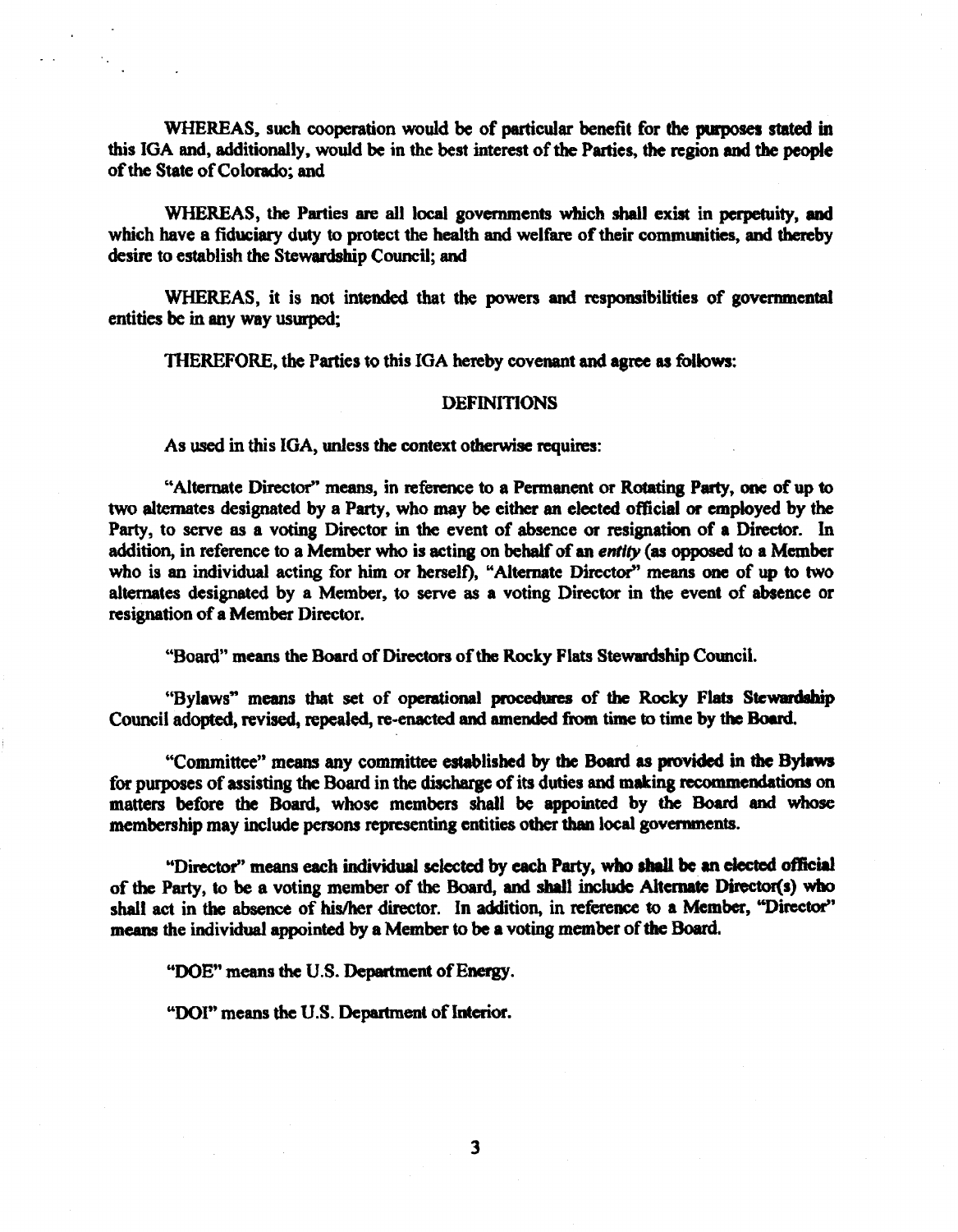WHEREAS, such cooperation would be of particular benefit for the purposes stated in this IGA and, additionally, would be in the best interest of the Parties, the region and the people of the State of Colorado; and

WHEREAS, the Parties are all local governments which shall exist in perpetuity, and which have a fiduciary duty to protect the health and welfare of their communities, and thereby desire to establish the Stewardship Council; and

WHEREAS, it is not intended that the powers and responsibilities of governmental entities be in any way usurped;

THEREFORE, the Parties to this IGA hereby covenant and agree as follows:

## DEFINITIONS

As used in this IGA, unless the context otherwise requires:

"Alternate Director" means, in reference to a Permanent or Rotating Party, one of up to two alternates designated by a Party, who may be either an elected official or employed by the Party, to serve as a voting Director in the event of absence or resignation of a Director. In addition, in reference to a Member who is acting on behalf of an *entity* (as opposed to a Member who is an individual acting for him or herself), "Alternate Director" means one of up to two alternates designated by a Member, to serve as a voting Director in the event of absence or resignation of a Member Director.

"Board" means the Board of Directors of the Rocky Flats Stewardship Council.

"Bylaws" means that set of operational procedures of the Rocky Flats Stewardship Council adopted, revised, repealed, re-enacted and amended from time to time by the Board.

"Committee" means any committee established by the Board as provided in the Bylaws for purposes of assisting the Board in the discharge of its duties and making recommendations on matters before the Board, whose members shall be appointed by the Board and whose membership may include persons representing entities other than local governments.

"Director" means each individual selected by each Party, who shall be an elected official of the Party, to be a voting member of the Board, and shall include Alternate Director(s) who shall act in the absence of his/her director. In addition, in reference to a Member, "Director" means the individual appointed by a Member to be a voting member of the Board.

"DOE" means the U.S. Department of Energy.

"DOI" means the U.S. Department of Interior.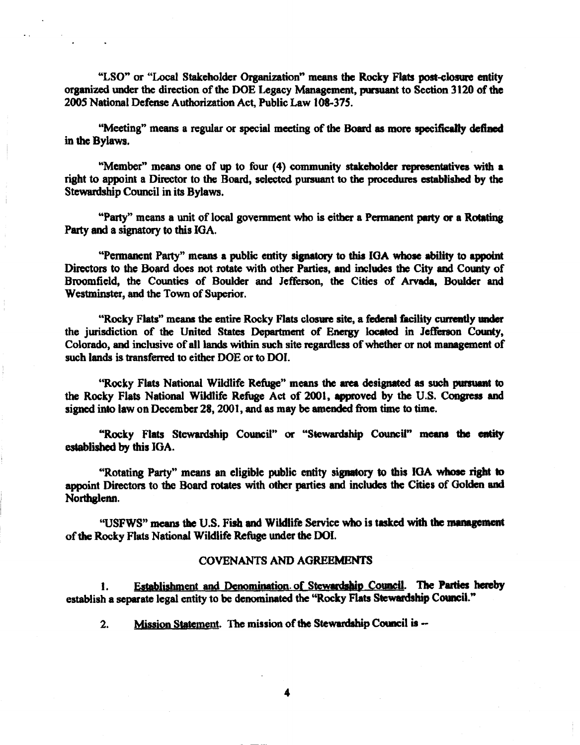"LSO" or "Local Stakeholder Organization" means the Rocky Flats post-closure entity organized under the direction of the DOE Legacy Management, pursuant to Section 3120 of the 2005 National Defense Authorization Act, Public Law 108-375.

"Meeting" means a regular or special meeting of the Board as more specifically defined in the Bylaws.

"Member" means one of up to four (4) community stakeholder representatives with a right to appoint a Director to the Board, selected pursuant to the procedures established by the Stewardship Council in its Bylaws.

"Party" means a unit of local government who is either a Permanent party or a Rotating Party and a signatory to this IGA.

"Permanent Party" means a public entity signatory to this IGA whose ability to appoint Directors to the Board does not rotate with other Parties, and includes the City and County of Broomfield, the Counties of Boulder and Jefferson, the Cities of Arvada, Boulder and Westminster, and the Town of Superior.

"Rocky Flats" means the entire Rocky Flats closure site, a federal facility currently under the jurisdiction of the United States Department of Energy located in Jefferson County, Colorado, and inclusive of all lands within such site regardless of whether or not management of such lands is transferred to either DOE or to DOI.

"Rocky Flats National Wildlife Refuge" means the area designated as such pursuant to the Rocky Flats National Wildlife Refuge Act of 2001, approved by the U.S. Congress and signed into law on December 28, 2001, and as may be amended from time to time.

"Rocky Flats Stewardship Council" or "Stewardship Council" means the entity established by this IGA.

"Rotating Party" means an eligible public entity signatory to this IGA whose right to appoint Directors to the Board rotates with other parties and includes the Cities of Golden and Northglenn.

"USFWS" means the U.S. Fish and Wildlife Service who is tasked with the management of the Rocky Flats National Wildlife Refuge under the DOI.

## COVENANTS AND AGREEMENTS

1. Establishment and Denomination of Stewardship Council. The Parties hereby establish a separate legal entity to be denominated the "Rocky Flats Stewardship Council."

2. Mission Statement. The mission of the Stewardship Council is --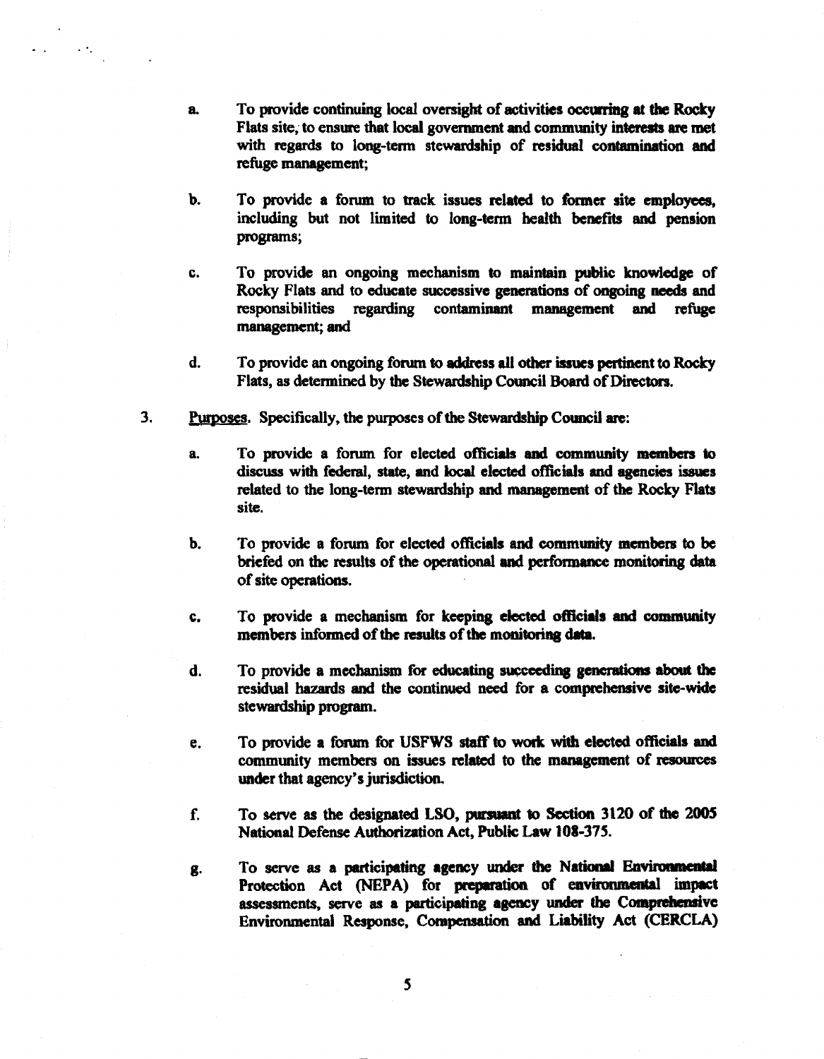a. To provide continuing local oversight of activities occurring at the Rocky Flats site, to ensure that local government and community interests are met with regards to long-term stewardship of residual contamination and refuge management;

b. To provide a forum to track issues related to former site employees, including but not limited to long-term health benefits and pension programs;

c. To provide an ongoing mechanism to maintain public knowledge of Rocky Flats and to educate successive generations of ongoing needs and responsibilities regarding contaminant management and refuge management; and

d. To provide an ongoing forum to address all other issues pertinent to Rocky Flats, as determined by the Stewardship Council Board of Directors.

3. Purposes. Specifically, the purposes of the Stewardship Council are:

   a. To provide a forum for elected officials and community members to discuss with federal, state, and local elected officials and agencies issues related to the long-term stewardship and management of the Rocky Flats site.

   b. To provide a forum for elected officials and community members to be briefed on the results of the operational and performance monitoring data of site operations.

   c. To provide a mechanism for keeping elected officials and community members informed of the results of the monitoring data.

   d. To provide a mechanism for educating succeeding generations about the residual hazards and the continued need for a comprehensive site-wide stewardship program.

   e. To provide a forum for USFWS staff to work with elected officials and community members on issues related to the management of resources under that agency's jurisdiction.

   f. To serve as the designated LSO, pursuant to Section 3120 of the 2005 National Defense Authorization Act, Public Law 108-375.

   g. To serve as a participating agency under the National Environmental Protection Act (NEPA) for preparation of environmental impact assessments, serve as a participating agency under the Comprehensive Environmental Response, Compensation and Liability Act (CERCLA)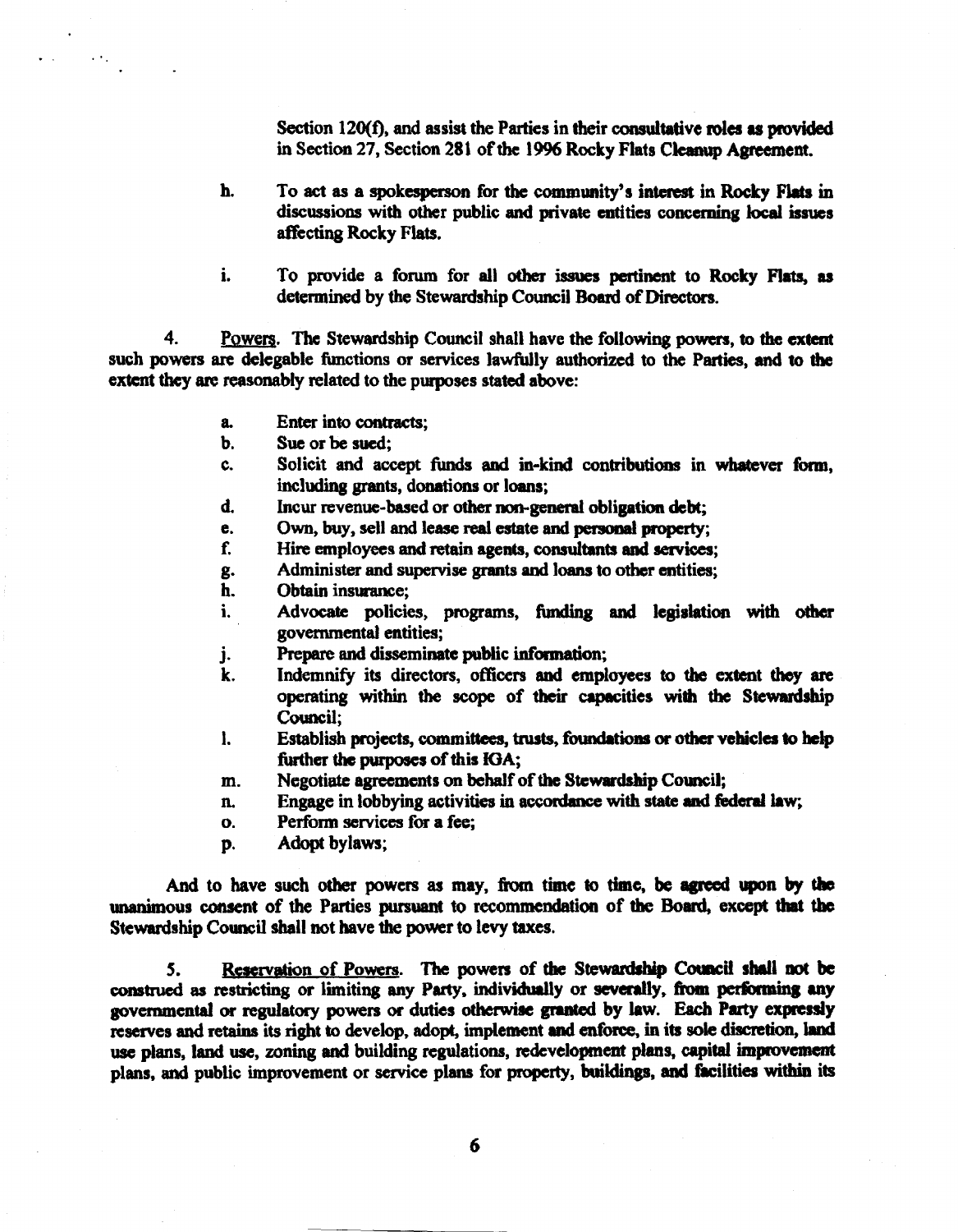Section 120(f), and assist the Parties in their consultative roles as provided in Section 27, Section 281 of the 1996 Rocky Flats Cleanup Agreement.

h. To act as a spokesperson for the community's interest in Rocky Flats in discussions with other public and private entities concerning local issues affecting Rocky Flats.

i. To provide a forum for all other issues pertinent to Rocky Flats, as determined by the Stewardship Council Board of Directors.

4. Powers. The Stewardship Council shall have the following powers, to the extent such powers are delegable functions or services lawfully authorized to the Parties, and to the extent they are reasonably related to the purposes stated above:

a. Enter into contracts;
b. Sue or be sued;
c. Solicit and accept funds and in-kind contributions in whatever form, including grants, donations or loans;
d. Incur revenue-based or other non-general obligation debt;
e. Own, buy, sell and lease real estate and personal property;
f. Hire employees and retain agents, consultants and services;
g. Administer and supervise grants and loans to other entities;
h. Obtain insurance;
i. Advocate policies, programs, funding and legislation with other governmental entities;
j. Prepare and disseminate public information;
k. Indemnify its directors, officers and employees to the extent they are operating within the scope of their capacities with the Stewardship Council;
l. Establish projects, committees, trusts, foundations or other vehicles to help further the purposes of this IGA;
m. Negotiate agreements on behalf of the Stewardship Council;
n. Engage in lobbying activities in accordance with state and federal law;
o. Perform services for a fee;
p. Adopt bylaws;

And to have such other powers as may, from time to time, be agreed upon by the unanimous consent of the Parties pursuant to recommendation of the Board, except that the Stewardship Council shall not have the power to levy taxes.

5. Reservation of Powers. The powers of the Stewardship Council shall not be construed as restricting or limiting any Party, individually or severally, from performing any governmental or regulatory powers or duties otherwise granted by law. Each Party expressly reserves and retains its right to develop, adopt, implement and enforce, in its sole discretion, land use plans, land use, zoning and building regulations, redevelopment plans, capital improvement plans, and public improvement or service plans for property, buildings, and facilities within its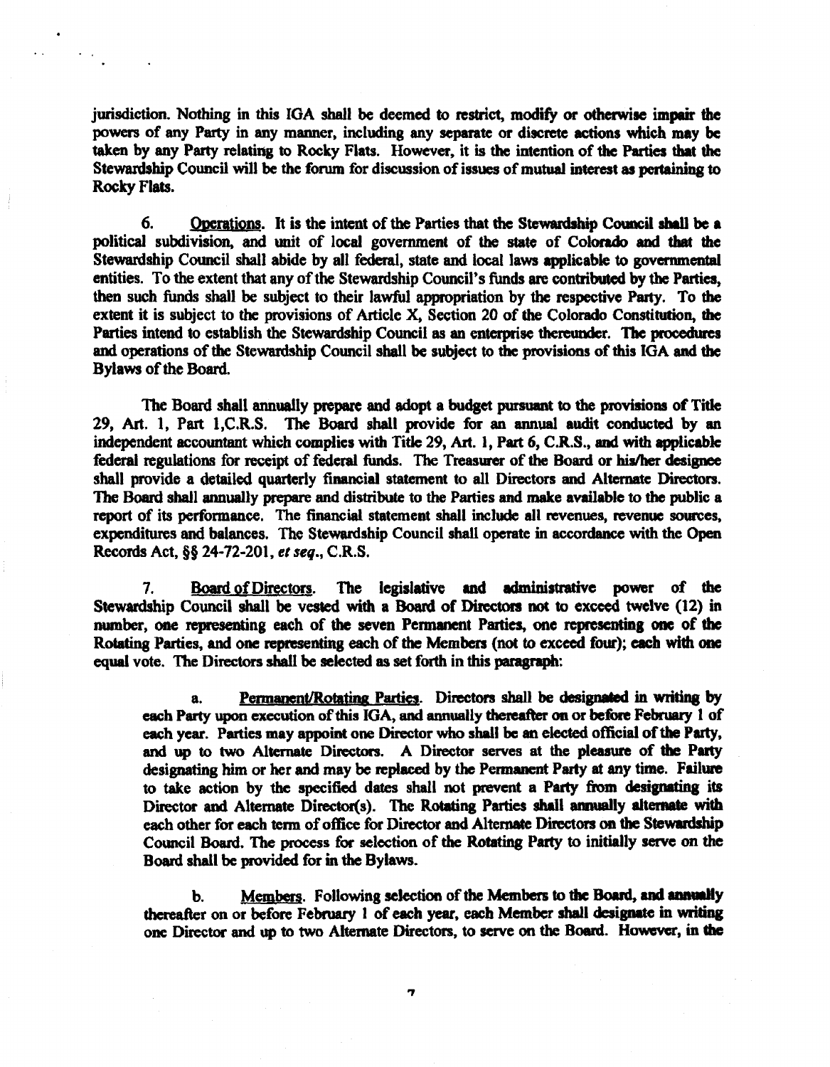jurisdiction. Nothing in this IGA shall be deemed to restrict, modify or otherwise impair the powers of any Party in any manner, including any separate or discrete actions which may be taken by any Party relating to Rocky Flats. However, it is the intention of the Parties that the Stewardship Council will be the forum for discussion of issues of mutual interest as pertaining to Rocky Flats.

6. Operations. It is the intent of the Parties that the Stewardship Council shall be a political subdivision, and unit of local government of the state of Colorado and that the Stewardship Council shall abide by all federal, state and local laws applicable to governmental entities. To the extent that any of the Stewardship Council's funds are contributed by the Parties, then such funds shall be subject to their lawful appropriation by the respective Party. To the extent it is subject to the provisions of Article X, Section 20 of the Colorado Constitution, the Parties intend to establish the Stewardship Council as an enterprise thereunder. The procedures and operations of the Stewardship Council shall be subject to the provisions of this IGA and the Bylaws of the Board.

The Board shall annually prepare and adopt a budget pursuant to the provisions of Title 29, Art. 1, Part 1,C.R.S. The Board shall provide for an annual audit conducted by an independent accountant which complies with Title 29, Art. 1, Part 6, C.R.S., and with applicable federal regulations for receipt of federal funds. The Treasurer of the Board or his/her designee shall provide a detailed quarterly financial statement to all Directors and Alternate Directors. The Board shall annually prepare and distribute to the Parties and make available to the public a report of its performance. The financial statement shall include all revenues, revenue sources, expenditures and balances. The Stewardship Council shall operate in accordance with the Open Records Act, §§ 24-72-201, *et seq.*, C.R.S.

7. Board of Directors. The legislative and administrative power of the Stewardship Council shall be vested with a Board of Directors not to exceed twelve (12) in number, one representing each of the seven Permanent Parties, one representing one of the Rotating Parties, and one representing each of the Members (not to exceed four); each with one equal vote. The Directors shall be selected as set forth in this paragraph:

a. Permanent/Rotating Parties. Directors shall be designated in writing by each Party upon execution of this IGA, and annually thereafter on or before February 1 of each year. Parties may appoint one Director who shall be an elected official of the Party, and up to two Alternate Directors. A Director serves at the pleasure of the Party designating him or her and may be replaced by the Permanent Party at any time. Failure to take action by the specified dates shall not prevent a Party from designating its Director and Alternate Director(s). The Rotating Parties shall annually alternate with each other for each term of office for Director and Alternate Directors on the Stewardship Council Board. The process for selection of the Rotating Party to initially serve on the Board shall be provided for in the Bylaws.

b. Members. Following selection of the Members to the Board, and annually thereafter on or before February 1 of each year, each Member shall designate in writing one Director and up to two Alternate Directors, to serve on the Board. However, in the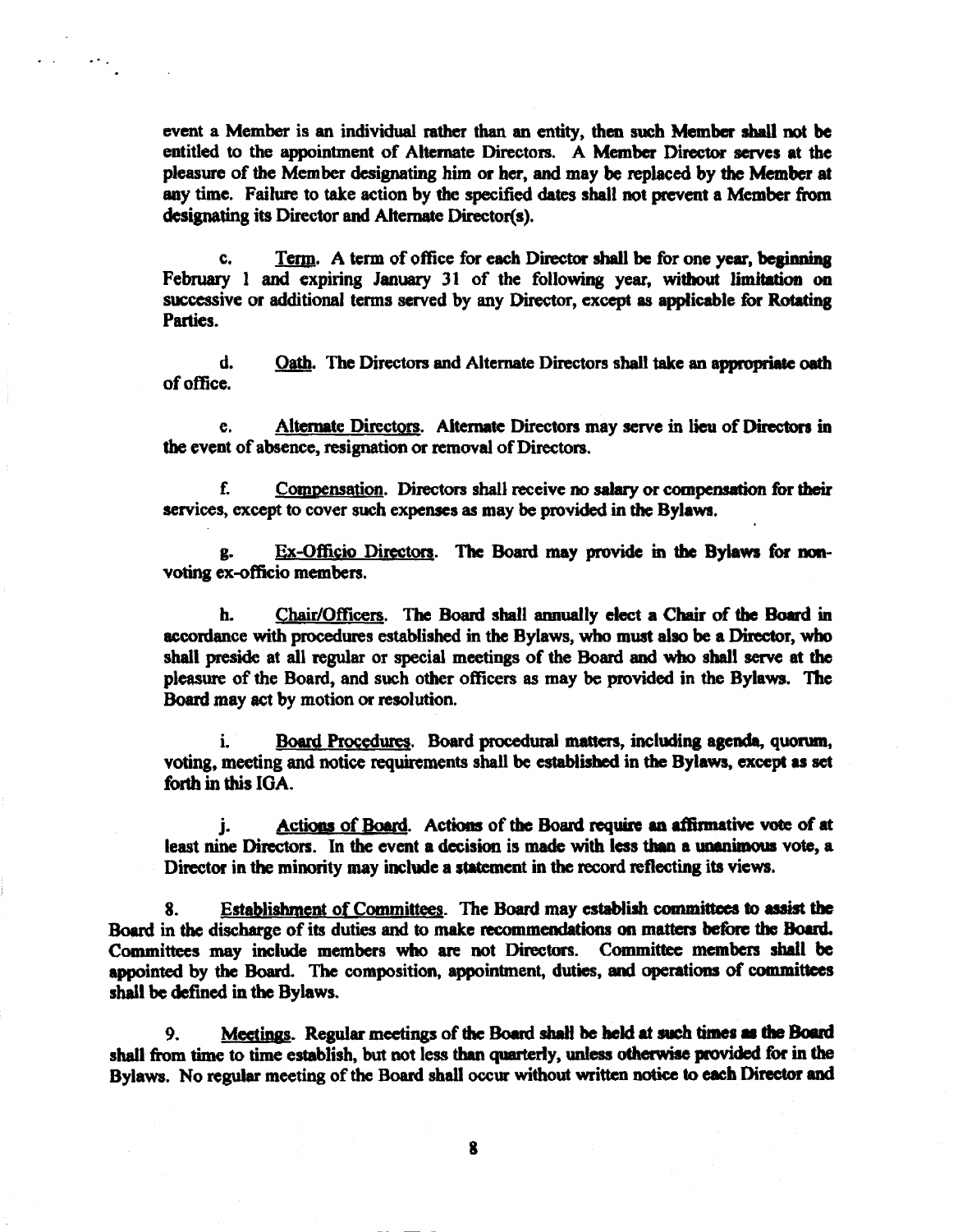event a Member is an individual rather than an entity, then such Member shall not be entitled to the appointment of Alternate Directors. A Member Director serves at the pleasure of the Member designating him or her, and may be replaced by the Member at any time. Failure to take action by the specified dates shall not prevent a Member from designating its Director and Alternate Director(s).

c. Term. A term of office for each Director shall be for one year, beginning February 1 and expiring January 31 of the following year, without limitation on successive or additional terms served by any Director, except as applicable for Rotating Parties.

d. Oath. The Directors and Alternate Directors shall take an appropriate oath of office.

e. Alternate Directors. Alternate Directors may serve in lieu of Directors in the event of absence, resignation or removal of Directors.

f. Compensation. Directors shall receive no salary or compensation for their services, except to cover such expenses as may be provided in the Bylaws.

g. Ex-Officio Directors. The Board may provide in the Bylaws for non-voting ex-officio members.

h. Chair/Officers. The Board shall annually elect a Chair of the Board in accordance with procedures established in the Bylaws, who must also be a Director, who shall preside at all regular or special meetings of the Board and who shall serve at the pleasure of the Board, and such other officers as may be provided in the Bylaws. The Board may act by motion or resolution.

i. Board Procedures. Board procedural matters, including agenda, quorum, voting, meeting and notice requirements shall be established in the Bylaws, except as set forth in this IGA.

j. Actions of Board. Actions of the Board require an affirmative vote of at least nine Directors. In the event a decision is made with less than a unanimous vote, a Director in the minority may include a statement in the record reflecting its views.

8. Establishment of Committees. The Board may establish committees to assist the Board in the discharge of its duties and to make recommendations on matters before the Board. Committees may include members who are not Directors. Committee members shall be appointed by the Board. The composition, appointment, duties, and operations of committees shall be defined in the Bylaws.

9. Meetings. Regular meetings of the Board shall be held at such times as the Board shall from time to time establish, but not less than quarterly, unless otherwise provided for in the Bylaws. No regular meeting of the Board shall occur without written notice to each Director and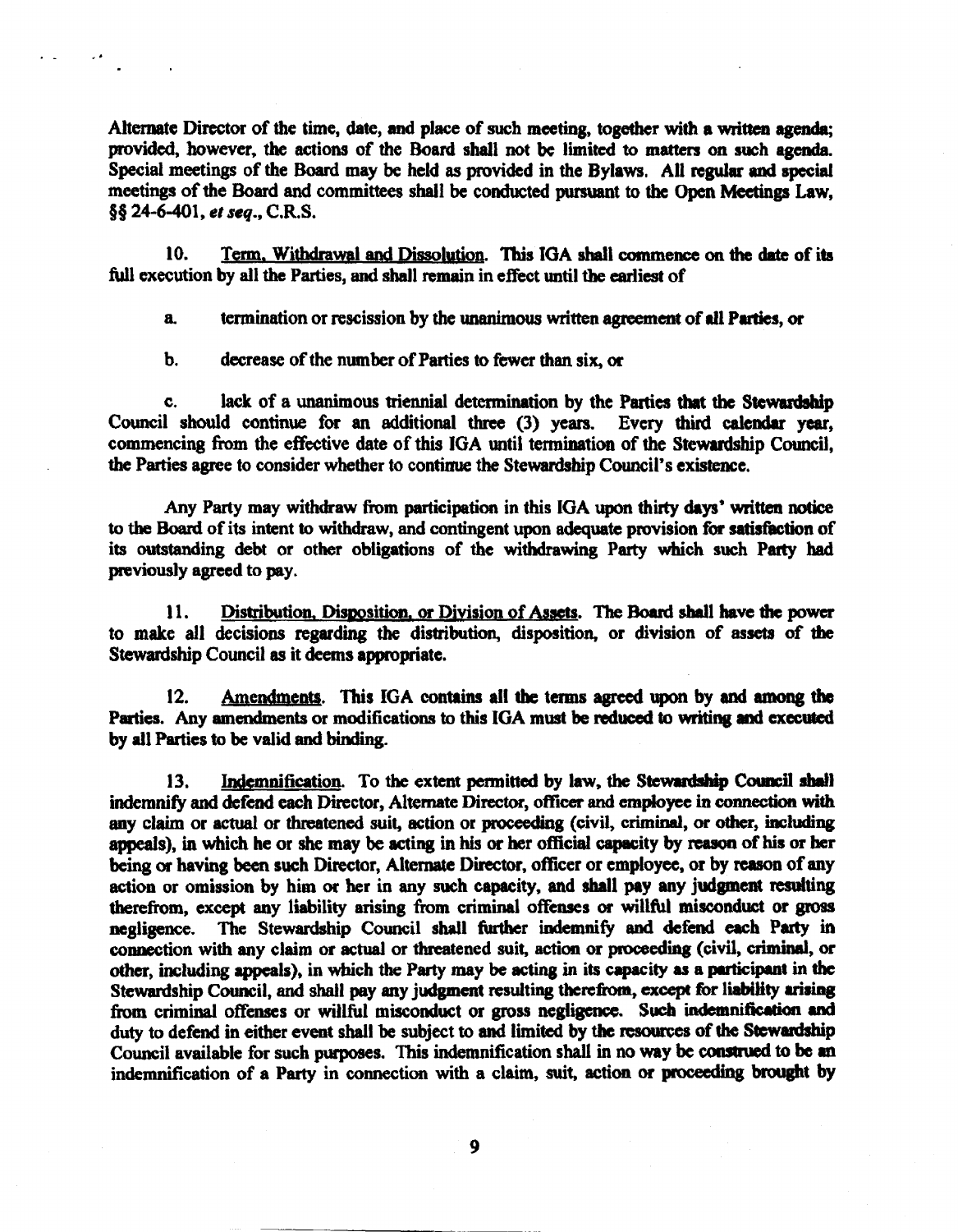Alternate Director of the time, date, and place of such meeting, together with a written agenda; provided, however, the actions of the Board shall not be limited to matters on such agenda. Special meetings of the Board may be held as provided in the Bylaws. All regular and special meetings of the Board and committees shall be conducted pursuant to the Open Meetings Law, §§ 24-6-401, *et seq.*, C.R.S.

10. Term, Withdrawal and Dissolution. This IGA shall commence on the date of its full execution by all the Parties, and shall remain in effect until the earliest of

a. termination or rescission by the unanimous written agreement of all Parties, or

b. decrease of the number of Parties to fewer than six, or

c. lack of a unanimous triennial determination by the Parties that the Stewardship Council should continue for an additional three (3) years. Every third calendar year, commencing from the effective date of this IGA until termination of the Stewardship Council, the Parties agree to consider whether to continue the Stewardship Council's existence.

Any Party may withdraw from participation in this IGA upon thirty days' written notice to the Board of its intent to withdraw, and contingent upon adequate provision for satisfaction of its outstanding debt or other obligations of the withdrawing Party which such Party had previously agreed to pay.

11. Distribution, Disposition, or Division of Assets. The Board shall have the power to make all decisions regarding the distribution, disposition, or division of assets of the Stewardship Council as it deems appropriate.

12. Amendments. This IGA contains all the terms agreed upon by and among the Parties. Any amendments or modifications to this IGA must be reduced to writing and executed by all Parties to be valid and binding.

13. Indemnification. To the extent permitted by law, the Stewardship Council shall indemnify and defend each Director, Alternate Director, officer and employee in connection with any claim or actual or threatened suit, action or proceeding (civil, criminal, or other, including appeals), in which he or she may be acting in his or her official capacity by reason of his or her being or having been such Director, Alternate Director, officer or employee, or by reason of any action or omission by him or her in any such capacity, and shall pay any judgment resulting therefrom, except any liability arising from criminal offenses or willful misconduct or gross negligence. The Stewardship Council shall further indemnify and defend each Party in connection with any claim or actual or threatened suit, action or proceeding (civil, criminal, or other, including appeals), in which the Party may be acting in its capacity as a participant in the Stewardship Council, and shall pay any judgment resulting therefrom, except for liability arising from criminal offenses or willful misconduct or gross negligence. Such indemnification and duty to defend in either event shall be subject to and limited by the resources of the Stewardship Council available for such purposes. This indemnification shall in no way be construed to be an indemnification of a Party in connection with a claim, suit, action or proceeding brought by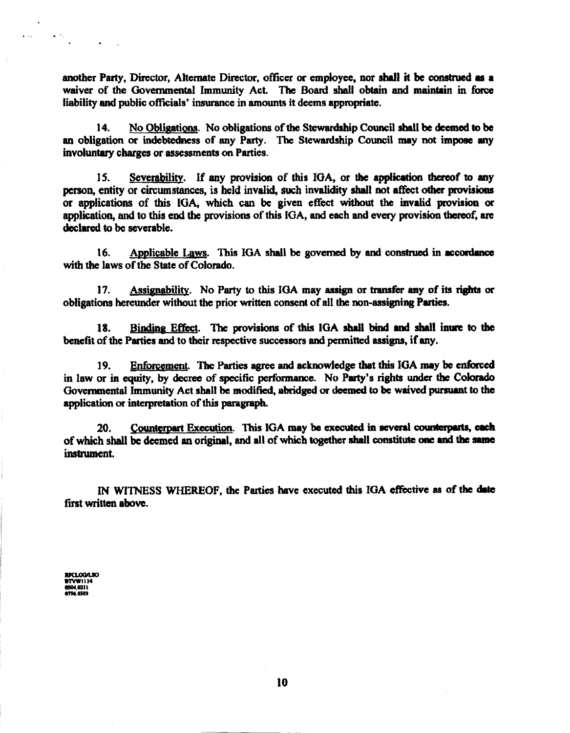another Party, Director, Alternate Director, officer or employee, nor shall it be construed as a waiver of the Governmental Immunity Act. The Board shall obtain and maintain in force liability and public officials' insurance in amounts it deems appropriate.

14. No Obligations. No obligations of the Stewardship Council shall be deemed to be an obligation or indebtedness of any Party. The Stewardship Council may not impose any involuntary charges or assessments on Parties.

15. Severability. If any provision of this IGA, or the application thereof to any person, entity or circumstances, is held invalid, such invalidity shall not affect other provisions or applications of this IGA, which can be given effect without the invalid provision or application, and to this end the provisions of this IGA, and each and every provision thereof, are declared to be severable.

16. Applicable Laws. This IGA shall be governed by and construed in accordance with the laws of the State of Colorado.

17. Assignability. No Party to this IGA may assign or transfer any of its rights or obligations hereunder without the prior written consent of all the non-assigning Parties.

18. Binding Effect. The provisions of this IGA shall bind and shall inure to the benefit of the Parties and to their respective successors and permitted assigns, if any.

19. Enforcement. The Parties agree and acknowledge that this IGA may be enforced in law or in equity, by decree of specific performance. No Party's rights under the Colorado Governmental Immunity Act shall be modified, abridged or deemed to be waived pursuant to the application or interpretation of this paragraph.

20. Counterpart Execution. This IGA may be executed in several counterparts, each of which shall be deemed an original, and all of which together shall constitute one and the same instrument.

IN WITNESS WHEREOF, the Parties have executed this IGA effective as of the date first written above.

RFCLOG/LSO
BTVW1134
0504.0211
0754.0301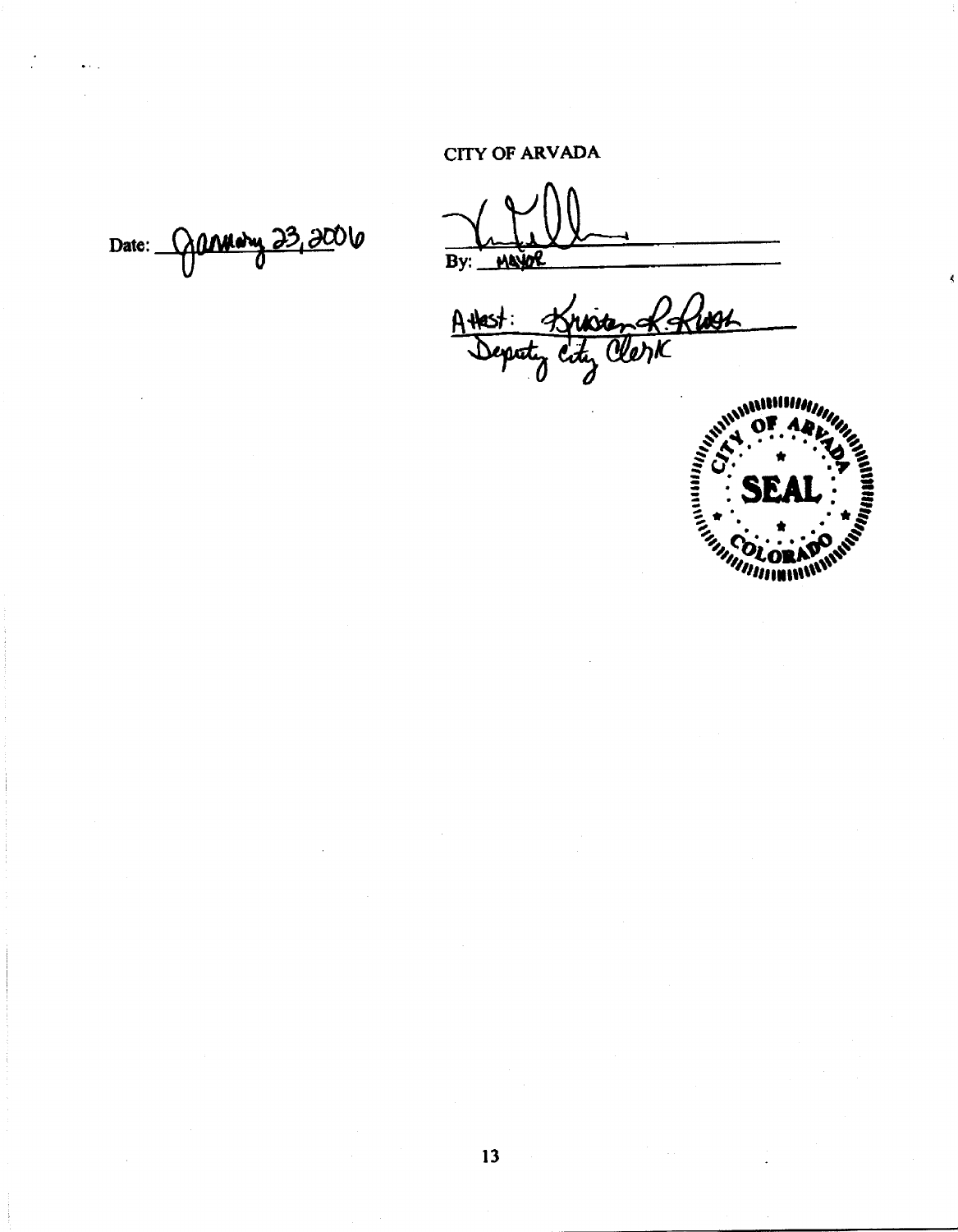CITY OF ARVADA

Date: January 23, 2006

By: MAYOR

Attest: Kristen R. Rush
Deputy City Clerk

CITY OF ARVADA SEAL COLORADO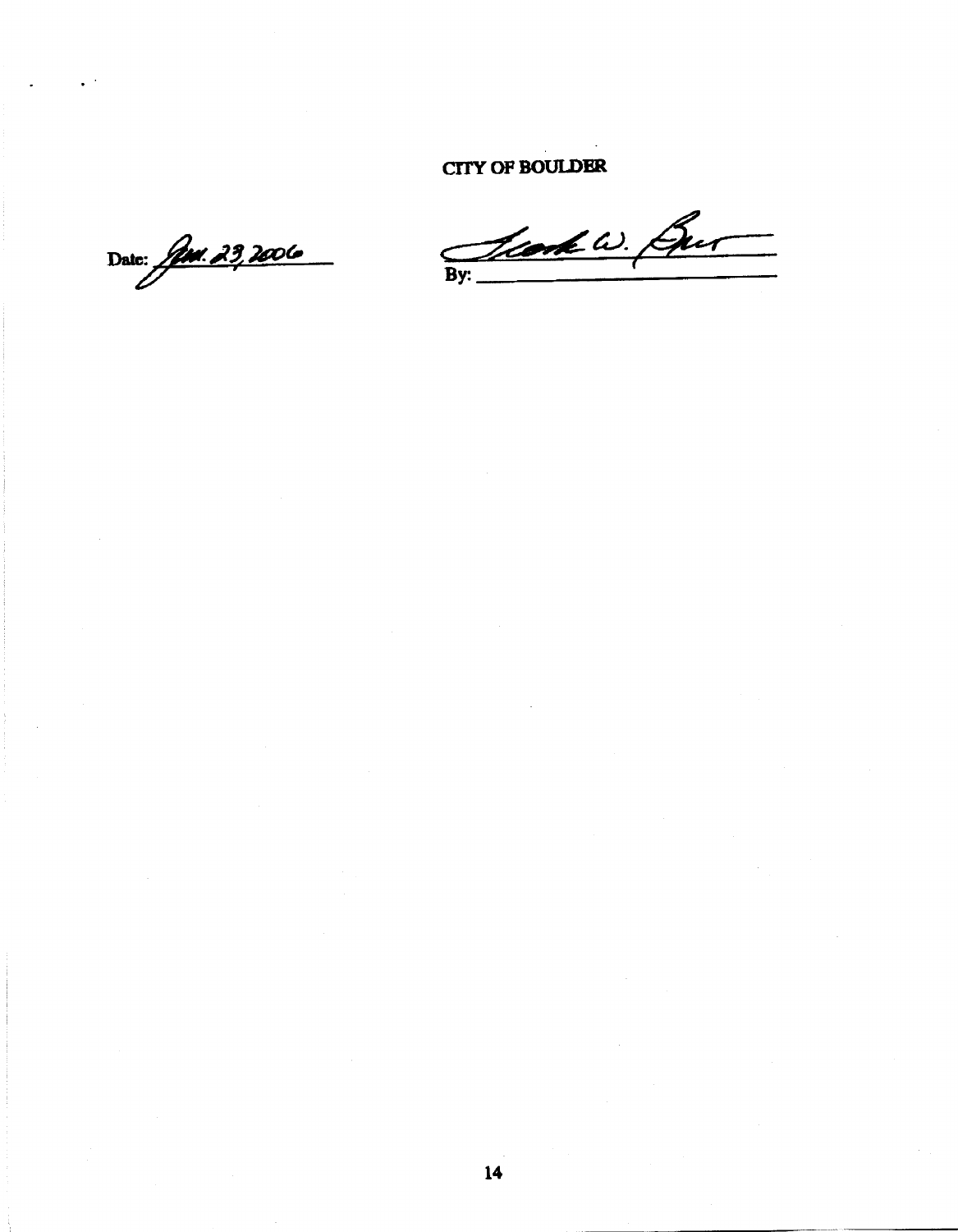**CITY OF BOULDER**

Date: Jan. 23, 2006

By: ______________________________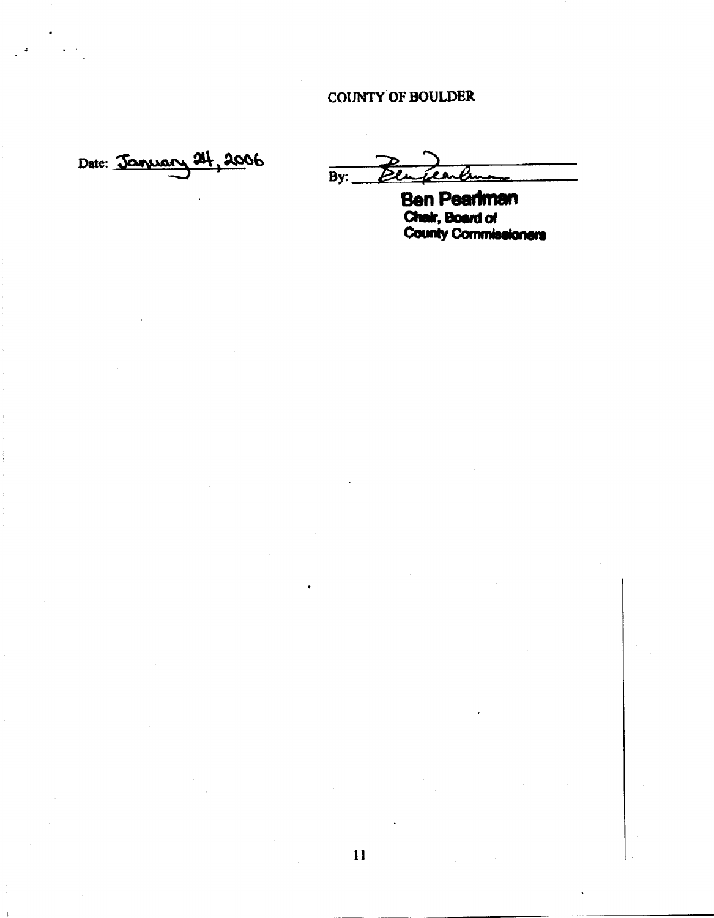COUNTY OF BOULDER

Date: January 24, 2006

By: ______________________

**Ben Pearlman**
**Chair, Board of**
**County Commissioners**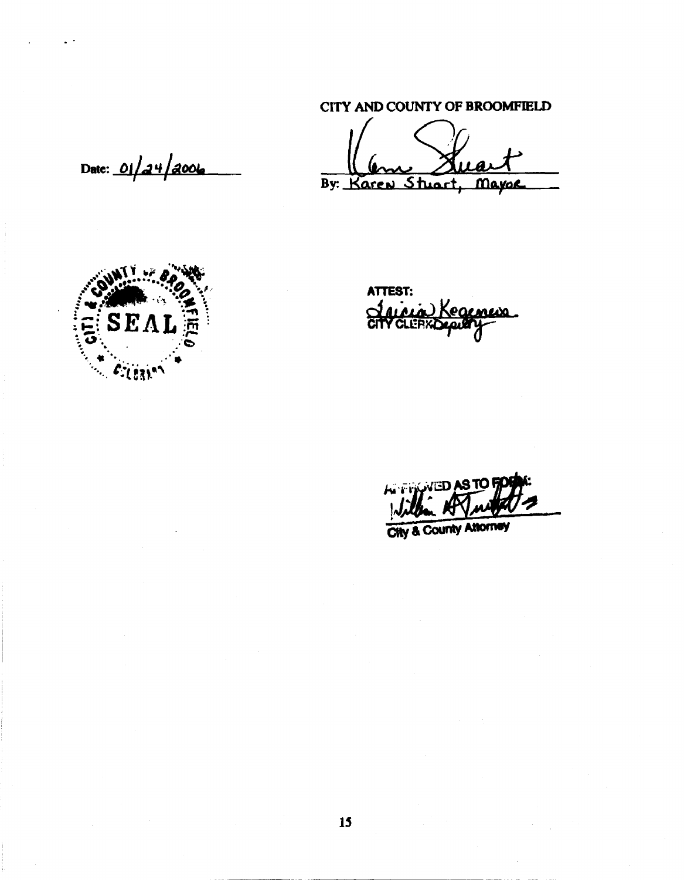CITY AND COUNTY OF BROOMFIELD

Date: 01/24/2006

By: Karen Stuart, Mayor

SEAL

ATTEST:

CITY CLERK/Deputy

APPROVED AS TO FORM:

City & County Attorney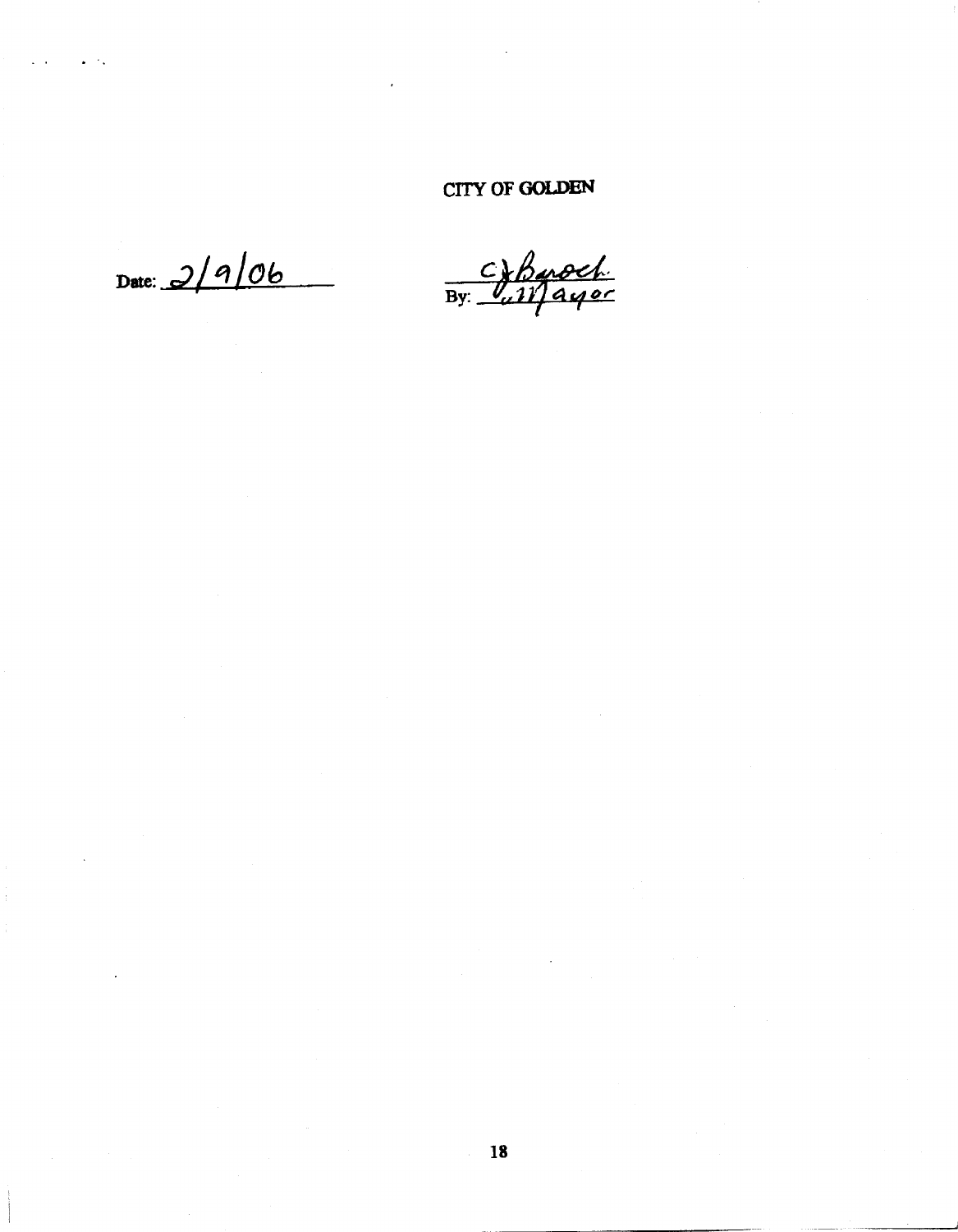**CITY OF GOLDEN**

Date: 2/9/06

By: C.J. Baroch, Mayor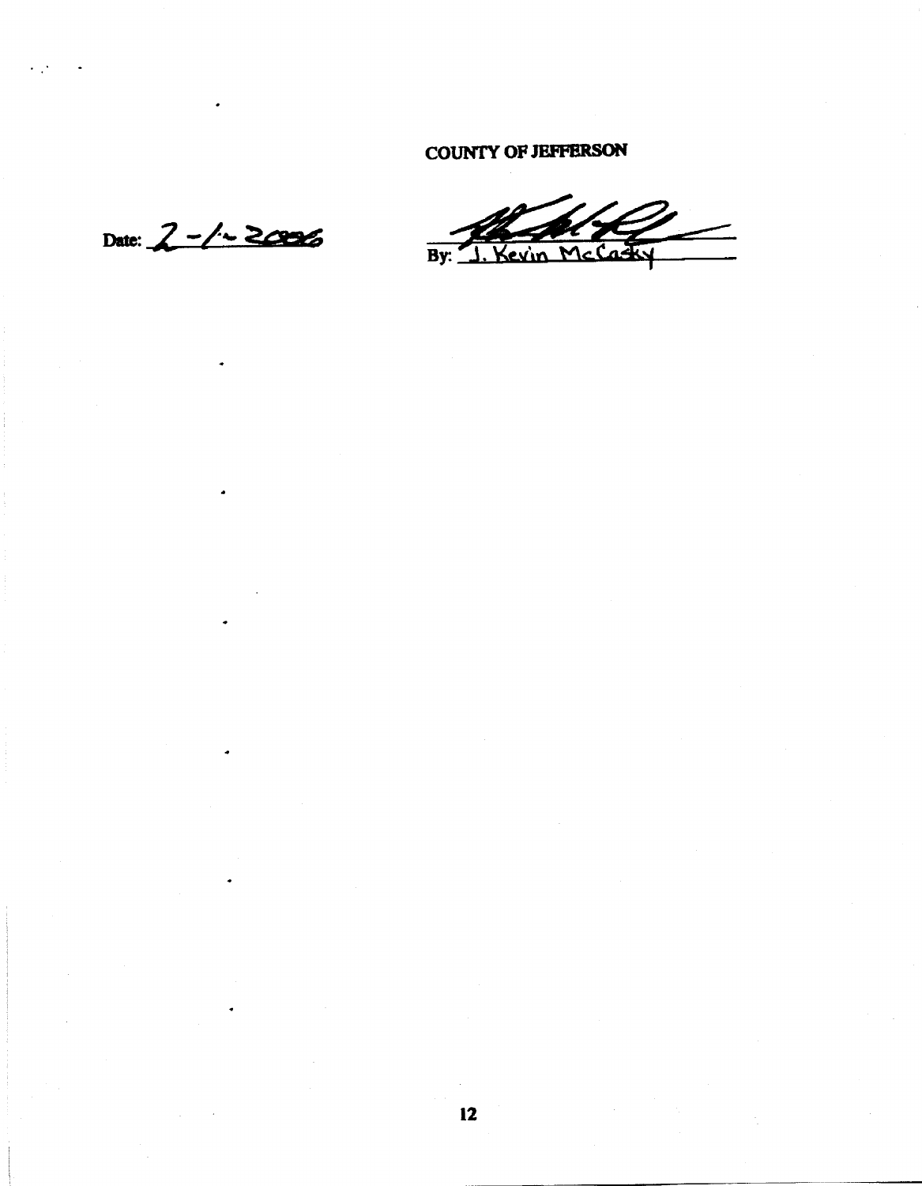**COUNTY OF JEFFERSON**

Date: 2-1-2006

By: J. Kevin McCasky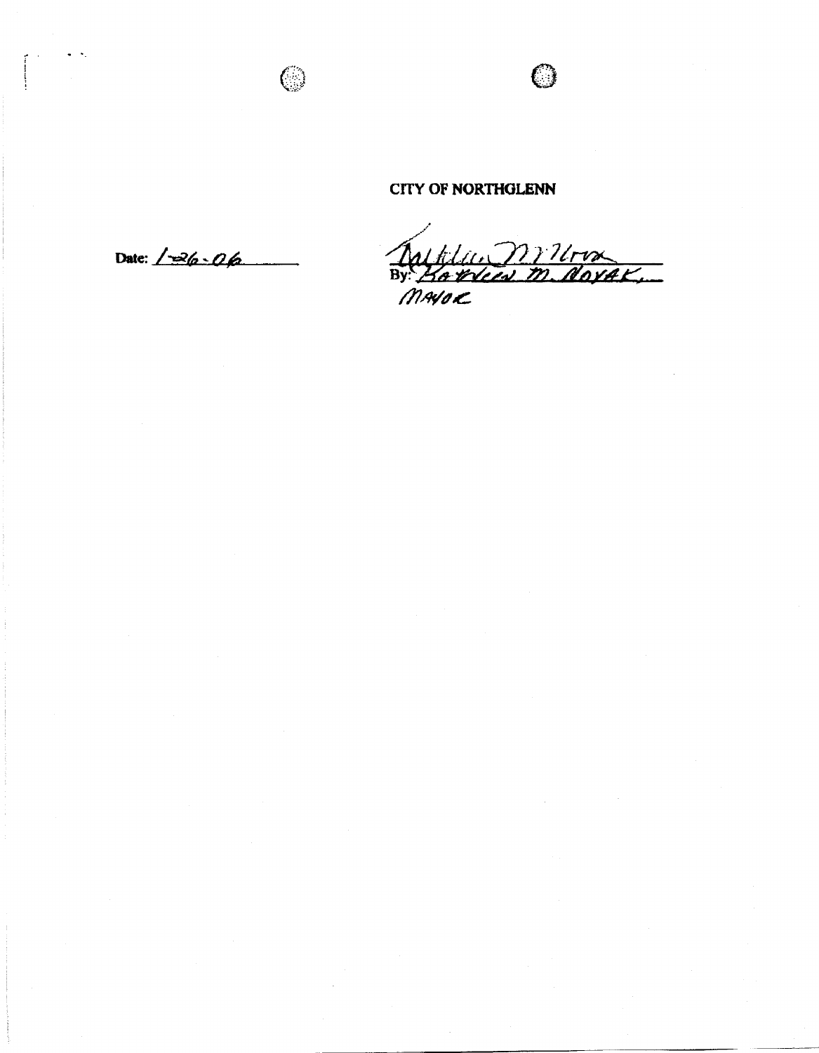**CITY OF NORTHGLENN**

Date: 1-26-06

By: Kathleen M. Novak, Mayor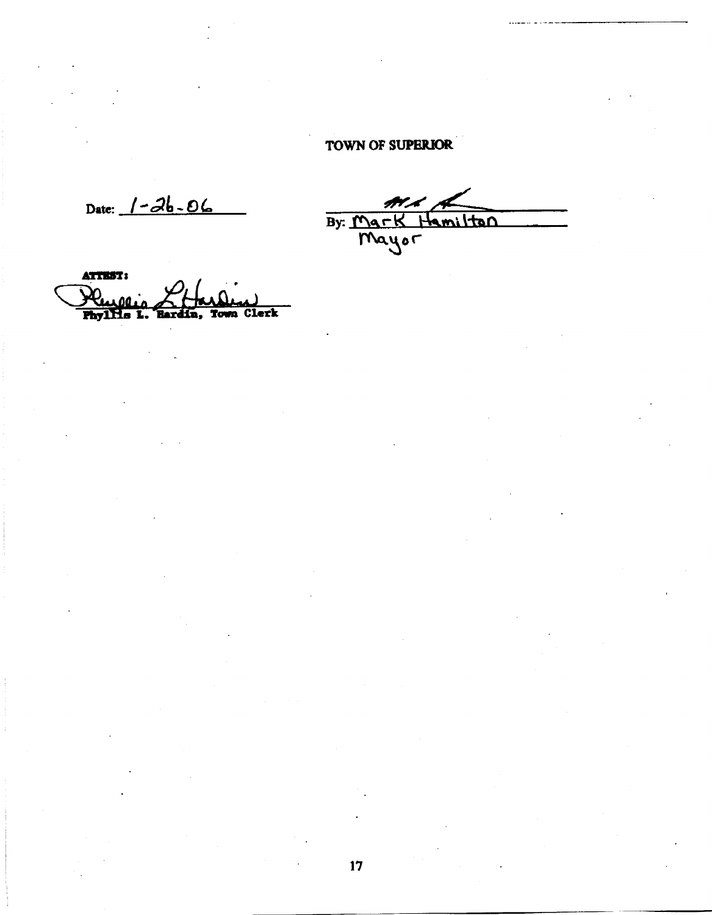**TOWN OF SUPERIOR**

Date: 1-26-06

By: Mark Hamilton
Mayor

**ATTEST:**

Phyllis L. Hardin, Town Clerk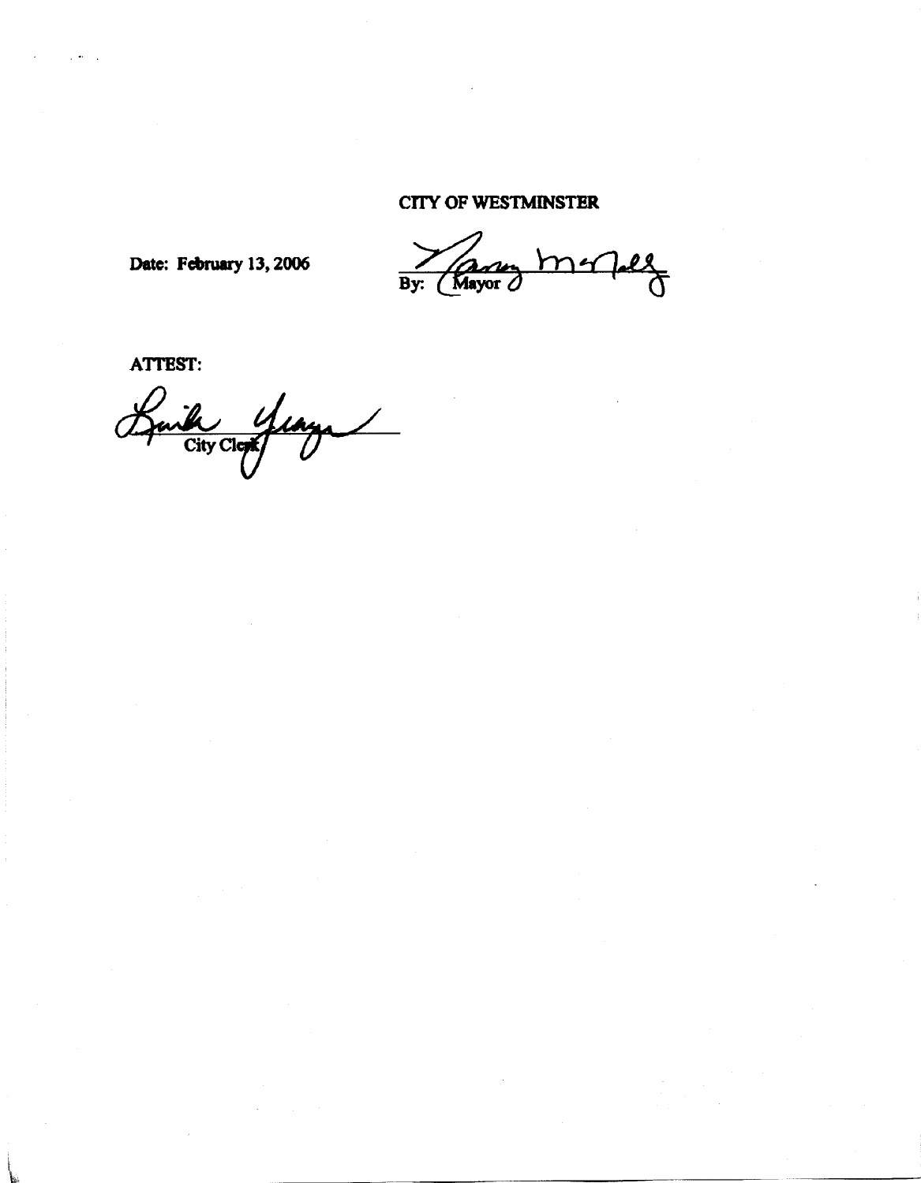**CITY OF WESTMINSTER**

**Date: February 13, 2006**

By: Mayor

**ATTEST:**

City Clerk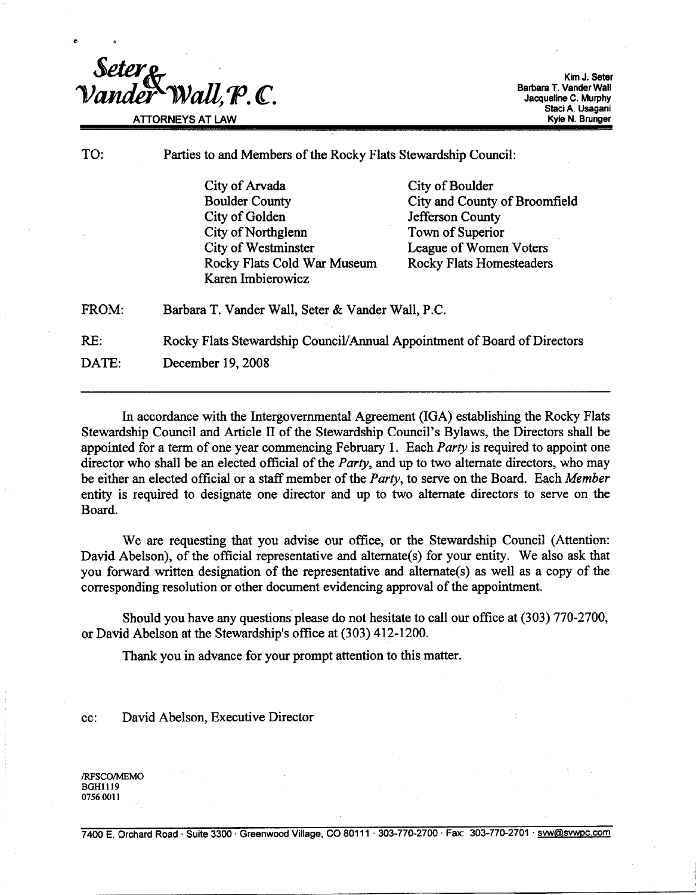**Seter & Vander Wall, P.C.**

ATTORNEYS AT LAW

Kim J. Seter
Barbara T. Vander Wall
Jacqueline C. Murphy
Staci A. Usagani
Kyle N. Brunger

---

TO: Parties to and Members of the Rocky Flats Stewardship Council:

| | |
|---|---|
| City of Arvada | City of Boulder |
| Boulder County | City and County of Broomfield |
| City of Golden | Jefferson County |
| City of Northglenn | Town of Superior |
| City of Westminster | League of Women Voters |
| Rocky Flats Cold War Museum | Rocky Flats Homesteaders |
| Karen Imbierowicz | |

FROM: Barbara T. Vander Wall, Seter & Vander Wall, P.C.

RE: Rocky Flats Stewardship Council/Annual Appointment of Board of Directors

DATE: December 19, 2008

---

In accordance with the Intergovernmental Agreement (IGA) establishing the Rocky Flats Stewardship Council and Article II of the Stewardship Council's Bylaws, the Directors shall be appointed for a term of one year commencing February 1. Each *Party* is required to appoint one director who shall be an elected official of the *Party*, and up to two alternate directors, who may be either an elected official or a staff member of the *Party*, to serve on the Board. Each *Member* entity is required to designate one director and up to two alternate directors to serve on the Board.

We are requesting that you advise our office, or the Stewardship Council (Attention: David Abelson), of the official representative and alternate(s) for your entity. We also ask that you forward written designation of the representative and alternate(s) as well as a copy of the corresponding resolution or other document evidencing approval of the appointment.

Should you have any questions please do not hesitate to call our office at (303) 770-2700, or David Abelson at the Stewardship's office at (303) 412-1200.

Thank you in advance for your prompt attention to this matter.

cc: David Abelson, Executive Director

/RFSCO/MEMO
BGH1119
0756.0011

7400 E. Orchard Road · Suite 3300 · Greenwood Village, CO 80111 · 303-770-2700 · Fax: 303-770-2701 · svw@svwpc.com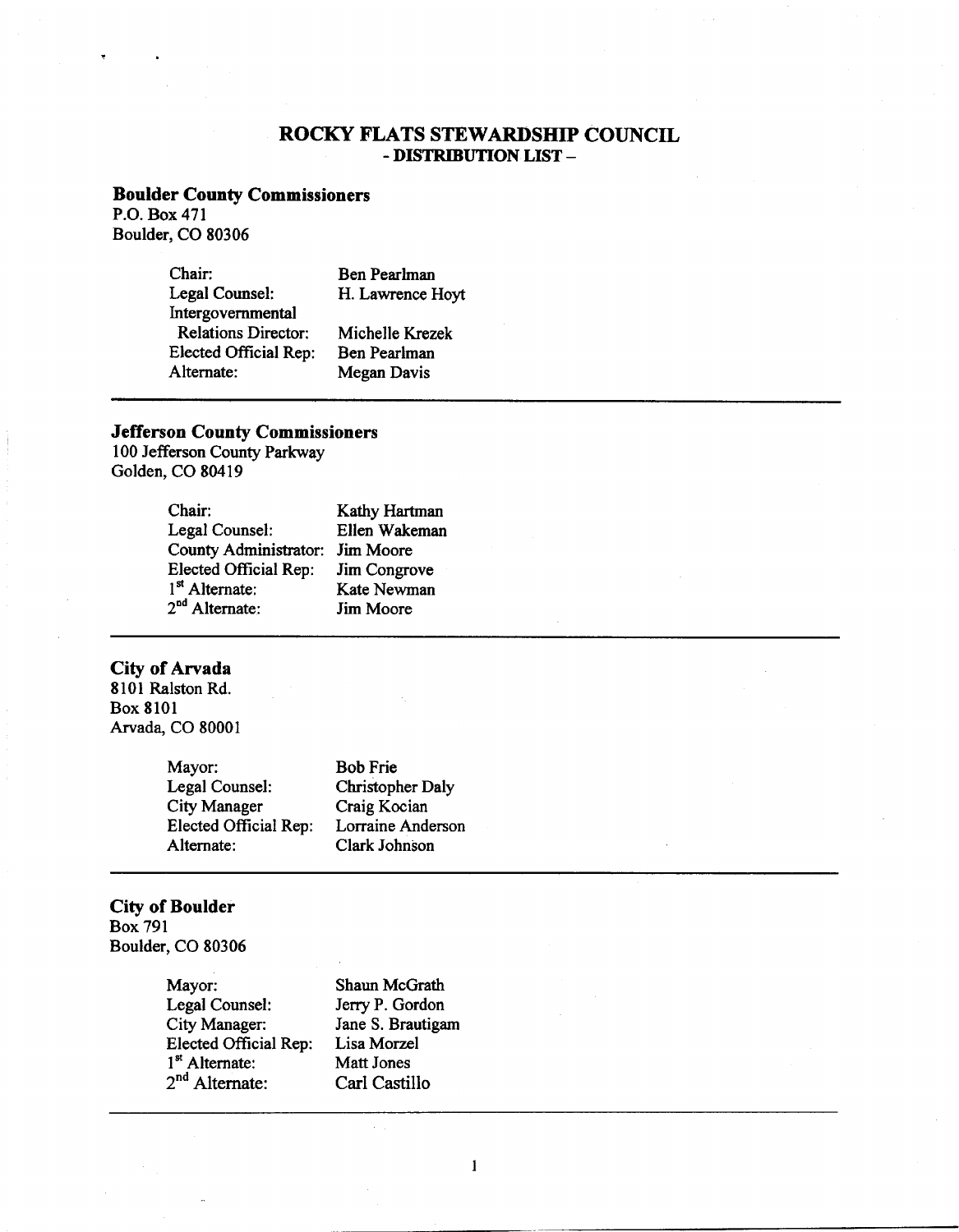# ROCKY FLATS STEWARDSHIP COUNCIL
## - DISTRIBUTION LIST -

**Boulder County Commissioners**
P.O. Box 471
Boulder, CO 80306

| | |
|---|---|
| Chair: | Ben Pearlman |
| Legal Counsel: | H. Lawrence Hoyt |
| Intergovernmental Relations Director: | Michelle Krezek |
| Elected Official Rep: | Ben Pearlman |
| Alternate: | Megan Davis |

---

**Jefferson County Commissioners**
100 Jefferson County Parkway
Golden, CO 80419

| | |
|---|---|
| Chair: | Kathy Hartman |
| Legal Counsel: | Ellen Wakeman |
| County Administrator: | Jim Moore |
| Elected Official Rep: | Jim Congrove |
| 1st Alternate: | Kate Newman |
| 2nd Alternate: | Jim Moore |

---

**City of Arvada**
8101 Ralston Rd.
Box 8101
Arvada, CO 80001

| | |
|---|---|
| Mayor: | Bob Frie |
| Legal Counsel: | Christopher Daly |
| City Manager | Craig Kocian |
| Elected Official Rep: | Lorraine Anderson |
| Alternate: | Clark Johnson |

---

**City of Boulder**
Box 791
Boulder, CO 80306

| | |
|---|---|
| Mayor: | Shaun McGrath |
| Legal Counsel: | Jerry P. Gordon |
| City Manager: | Jane S. Brautigam |
| Elected Official Rep: | Lisa Morzel |
| 1st Alternate: | Matt Jones |
| 2nd Alternate: | Carl Castillo |

---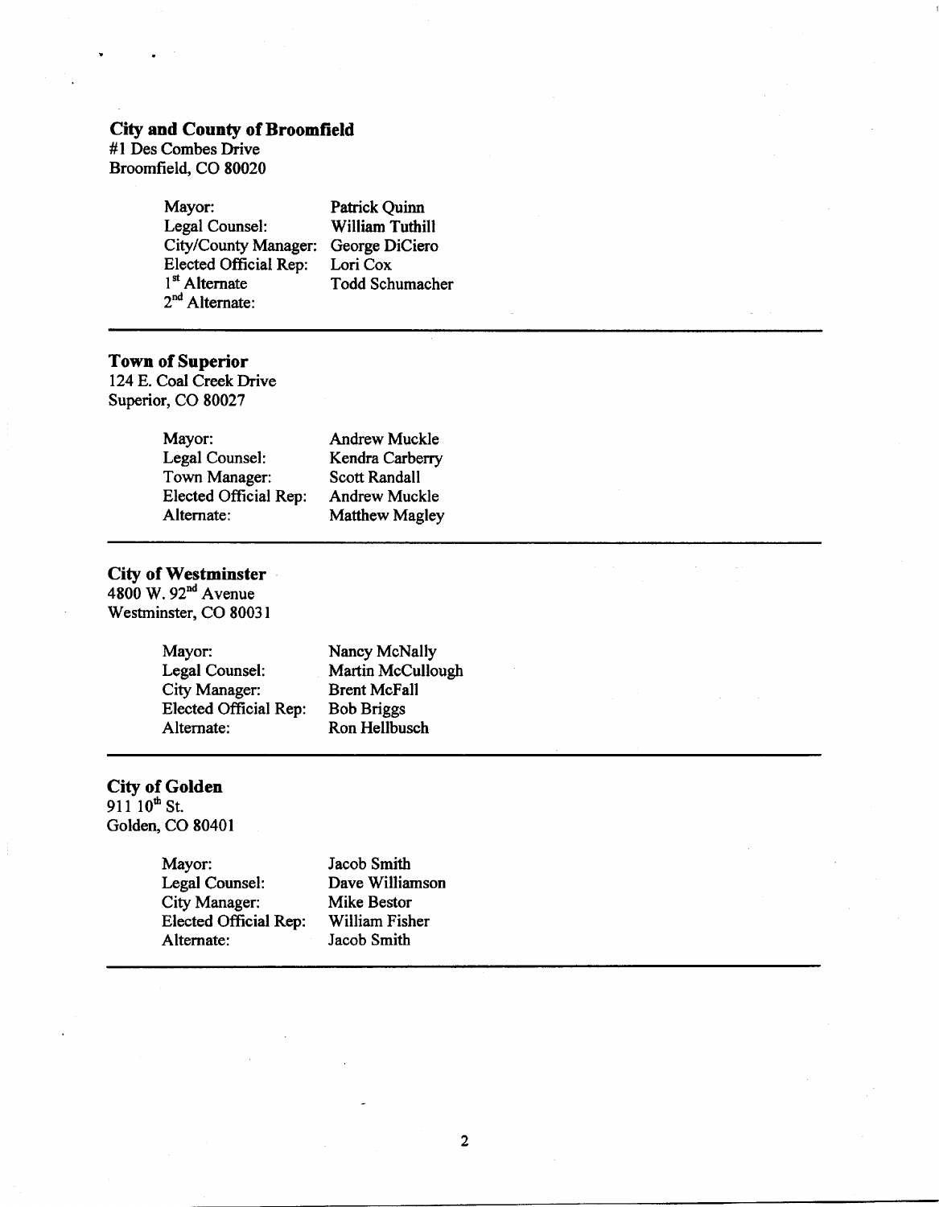**City and County of Broomfield**
#1 Des Combes Drive
Broomfield, CO 80020

| | |
|---|---|
| Mayor: | Patrick Quinn |
| Legal Counsel: | William Tuthill |
| City/County Manager: | George DiCiero |
| Elected Official Rep: | Lori Cox |
| 1st Alternate | Todd Schumacher |
| 2nd Alternate: | |

---

**Town of Superior**
124 E. Coal Creek Drive
Superior, CO 80027

| | |
|---|---|
| Mayor: | Andrew Muckle |
| Legal Counsel: | Kendra Carberry |
| Town Manager: | Scott Randall |
| Elected Official Rep: | Andrew Muckle |
| Alternate: | Matthew Magley |

---

**City of Westminster**
4800 W. 92nd Avenue
Westminster, CO 80031

| | |
|---|---|
| Mayor: | Nancy McNally |
| Legal Counsel: | Martin McCullough |
| City Manager: | Brent McFall |
| Elected Official Rep: | Bob Briggs |
| Alternate: | Ron Hellbusch |

---

**City of Golden**
911 10th St.
Golden, CO 80401

| | |
|---|---|
| Mayor: | Jacob Smith |
| Legal Counsel: | Dave Williamson |
| City Manager: | Mike Bestor |
| Elected Official Rep: | William Fisher |
| Alternate: | Jacob Smith |

---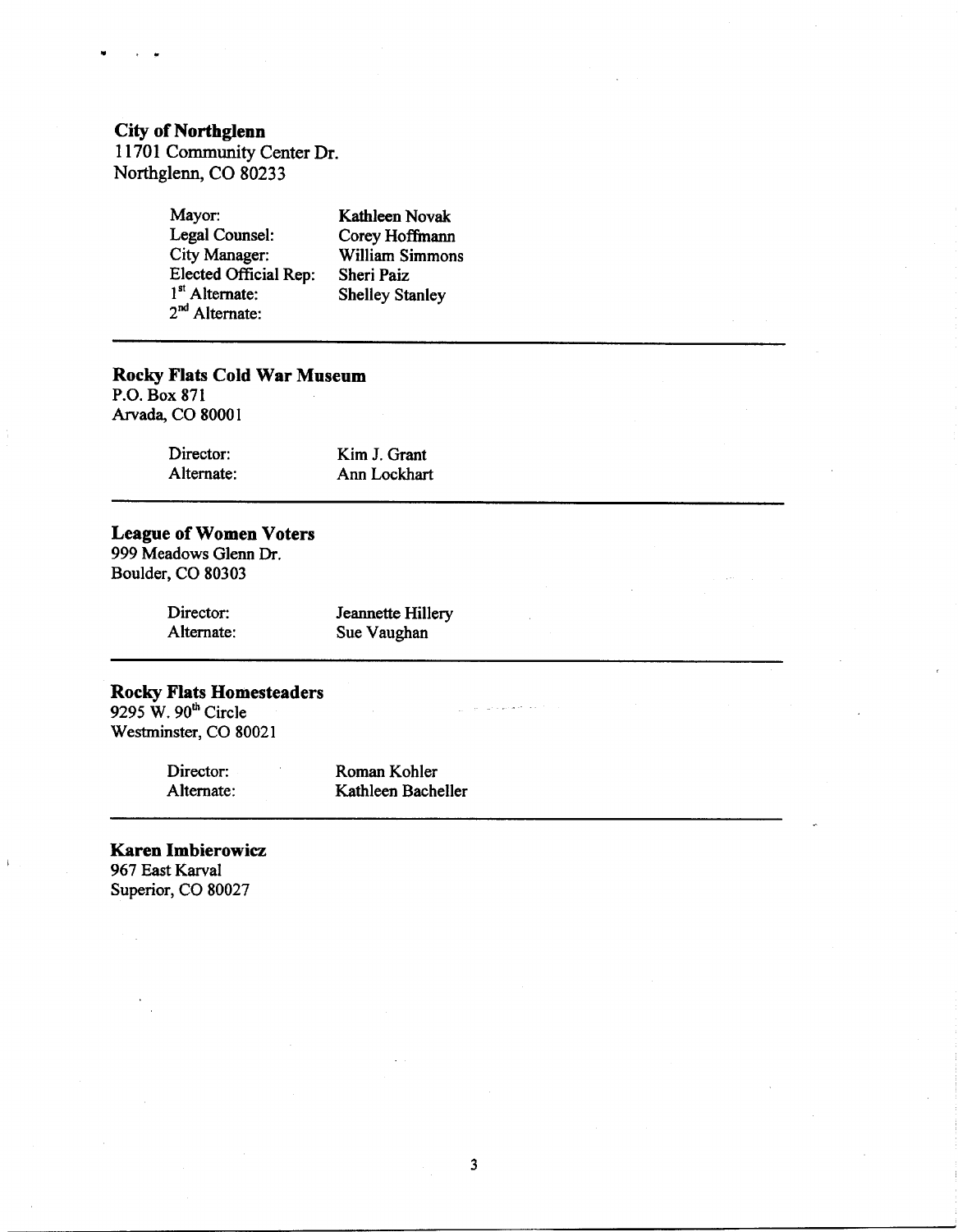**City of Northglenn**
11701 Community Center Dr.
Northglenn, CO 80233

| | |
|---|---|
| Mayor: | Kathleen Novak |
| Legal Counsel: | Corey Hoffmann |
| City Manager: | William Simmons |
| Elected Official Rep: | Sheri Paiz |
| 1st Alternate: | Shelley Stanley |
| 2nd Alternate: | |

---

**Rocky Flats Cold War Museum**
P.O. Box 871
Arvada, CO 80001

| | |
|---|---|
| Director: | Kim J. Grant |
| Alternate: | Ann Lockhart |

---

**League of Women Voters**
999 Meadows Glenn Dr.
Boulder, CO 80303

| | |
|---|---|
| Director: | Jeannette Hillery |
| Alternate: | Sue Vaughan |

---

**Rocky Flats Homesteaders**
9295 W. 90th Circle
Westminster, CO 80021

| | |
|---|---|
| Director: | Roman Kohler |
| Alternate: | Kathleen Bacheller |

---

**Karen Imbierowicz**
967 East Karval
Superior, CO 80027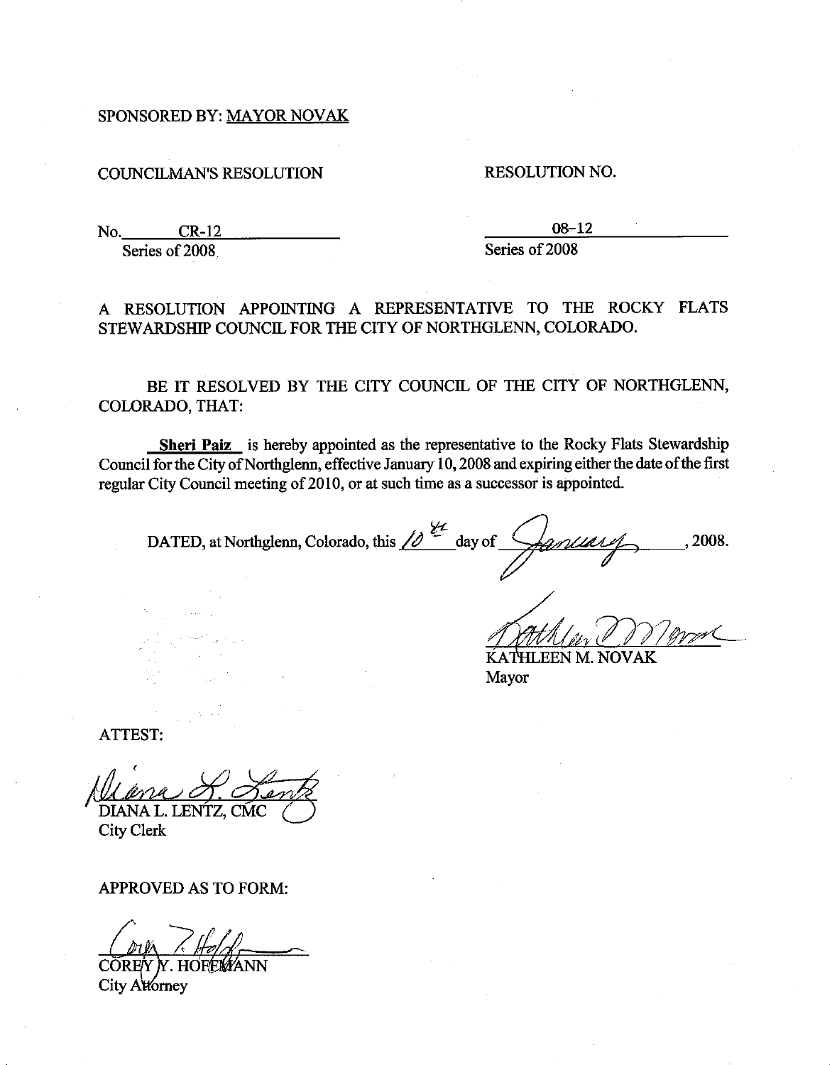SPONSORED BY: MAYOR NOVAK

| | |
|---|---|
| COUNCILMAN'S RESOLUTION | RESOLUTION NO. |
| No. CR-12 | 08-12 |
| Series of 2008 | Series of 2008 |

A RESOLUTION APPOINTING A REPRESENTATIVE TO THE ROCKY FLATS STEWARDSHIP COUNCIL FOR THE CITY OF NORTHGLENN, COLORADO.

BE IT RESOLVED BY THE CITY COUNCIL OF THE CITY OF NORTHGLENN, COLORADO, THAT:

**Sheri Paiz** is hereby appointed as the representative to the Rocky Flats Stewardship Council for the City of Northglenn, effective January 10, 2008 and expiring either the date of the first regular City Council meeting of 2010, or at such time as a successor is appointed.

DATED, at Northglenn, Colorado, this 10th day of January, 2008.

KATHLEEN M. NOVAK
Mayor

ATTEST:

DIANA L. LENTZ, CMC
City Clerk

APPROVED AS TO FORM:

COREY Y. HOFFMANN
City Attorney